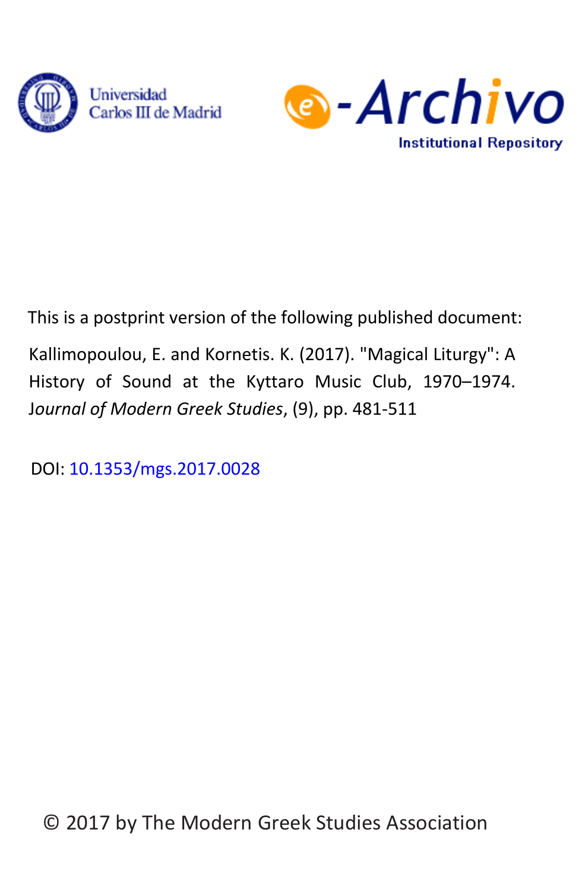Universidad Carlos III de Madrid

e-Archivo Institutional Repository

This is a postprint version of the following published document:

Kallimopoulou, E. and Kornetis. K. (2017). "Magical Liturgy": A History of Sound at the Kyttaro Music Club, 1970–1974. *Journal of Modern Greek Studies*, (9), pp. 481-511

DOI: 10.1353/mgs.2017.0028

© 2017 by The Modern Greek Studies Association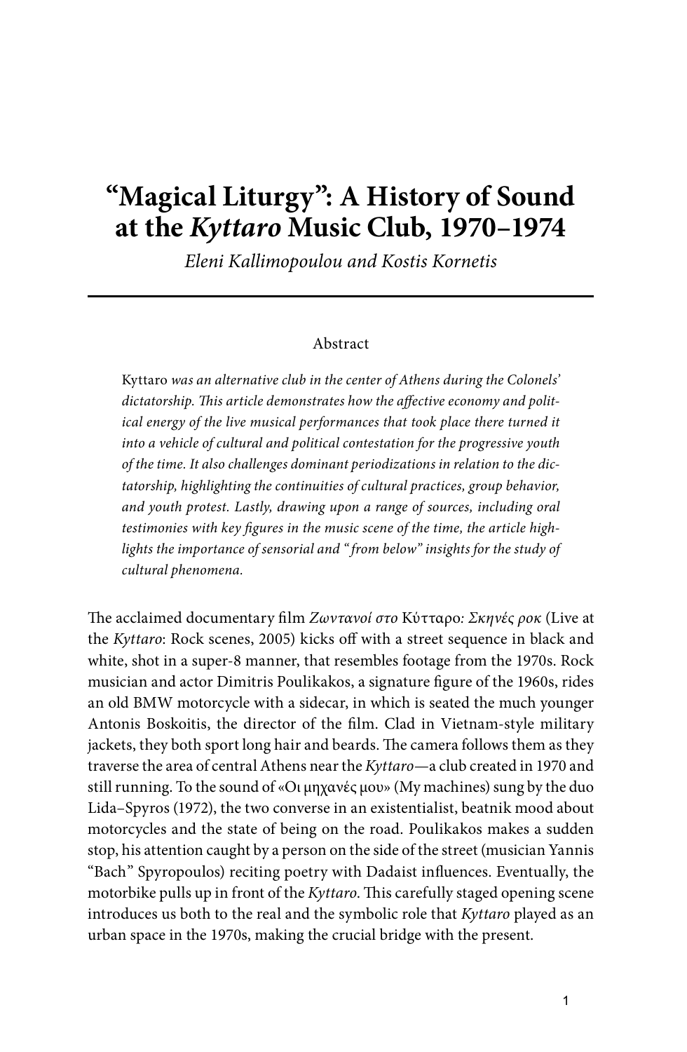# "Magical Liturgy": A History of Sound at the *Kyttaro* Music Club, 1970–1974

*Eleni Kallimopoulou and Kostis Kornetis*

## Abstract

*Kyttaro was an alternative club in the center of Athens during the Colonels' dictatorship. This article demonstrates how the affective economy and political energy of the live musical performances that took place there turned it into a vehicle of cultural and political contestation for the progressive youth of the time. It also challenges dominant periodizations in relation to the dictatorship, highlighting the continuities of cultural practices, group behavior, and youth protest. Lastly, drawing upon a range of sources, including oral testimonies with key figures in the music scene of the time, the article highlights the importance of sensorial and "from below" insights for the study of cultural phenomena.*

The acclaimed documentary film *Ζωντανοί στο* Κύτταρο*: Σκηνές ροκ* (Live at the *Kyttaro*: Rock scenes, 2005) kicks off with a street sequence in black and white, shot in a super-8 manner, that resembles footage from the 1970s. Rock musician and actor Dimitris Poulikakos, a signature figure of the 1960s, rides an old BMW motorcycle with a sidecar, in which is seated the much younger Antonis Boskoitis, the director of the film. Clad in Vietnam-style military jackets, they both sport long hair and beards. The camera follows them as they traverse the area of central Athens near the *Kyttaro*—a club created in 1970 and still running. To the sound of «Οι μηχανές μου» (My machines) sung by the duo Lida–Spyros (1972), the two converse in an existentialist, beatnik mood about motorcycles and the state of being on the road. Poulikakos makes a sudden stop, his attention caught by a person on the side of the street (musician Yannis "Bach" Spyropoulos) reciting poetry with Dadaist influences. Eventually, the motorbike pulls up in front of the *Kyttaro*. This carefully staged opening scene introduces us both to the real and the symbolic role that *Kyttaro* played as an urban space in the 1970s, making the crucial bridge with the present.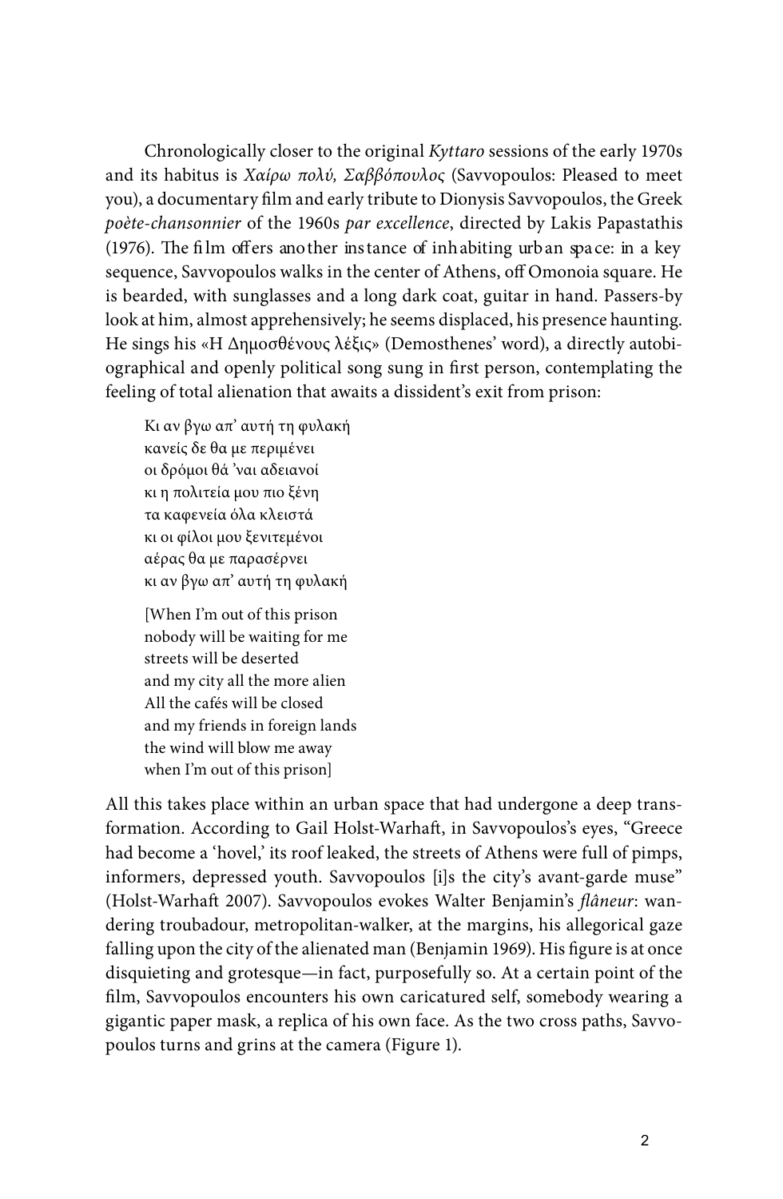Chronologically closer to the original *Kyttaro* sessions of the early 1970s and its habitus is *Χαίρω πολύ, Σαββόπουλος* (Savvopoulos: Pleased to meet you), a documentary film and early tribute to Dionysis Savvopoulos, the Greek *poète-chansonnier* of the 1960s *par excellence*, directed by Lakis Papastathis (1976). The film offers another instance of inhabiting urban space: in a key sequence, Savvopoulos walks in the center of Athens, off Omonoia square. He is bearded, with sunglasses and a long dark coat, guitar in hand. Passers-by look at him, almost apprehensively; he seems displaced, his presence haunting. He sings his «Η Δημοσθένους λέξις» (Demosthenes' word), a directly autobiographical and openly political song sung in first person, contemplating the feeling of total alienation that awaits a dissident's exit from prison:

> Κι αν βγω απ' αυτή τη φυλακή
> κανείς δε θα με περιμένει
> οι δρόμοι θά 'ναι αδειανοί
> κι η πολιτεία μου πιο ξένη
> τα καφενεία όλα κλειστά
> κι οι φίλοι μου ξενιτεμένοι
> αέρας θα με παρασέρνει
> κι αν βγω απ' αυτή τη φυλακή
>
> [When I'm out of this prison
> nobody will be waiting for me
> streets will be deserted
> and my city all the more alien
> All the cafés will be closed
> and my friends in foreign lands
> the wind will blow me away
> when I'm out of this prison]

All this takes place within an urban space that had undergone a deep transformation. According to Gail Holst-Warhaft, in Savvopoulos's eyes, "Greece had become a 'hovel,' its roof leaked, the streets of Athens were full of pimps, informers, depressed youth. Savvopoulos [i]s the city's avant-garde muse" (Holst-Warhaft 2007). Savvopoulos evokes Walter Benjamin's *flâneur*: wandering troubadour, metropolitan-walker, at the margins, his allegorical gaze falling upon the city of the alienated man (Benjamin 1969). His figure is at once disquieting and grotesque—in fact, purposefully so. At a certain point of the film, Savvopoulos encounters his own caricatured self, somebody wearing a gigantic paper mask, a replica of his own face. As the two cross paths, Savvopoulos turns and grins at the camera (Figure 1).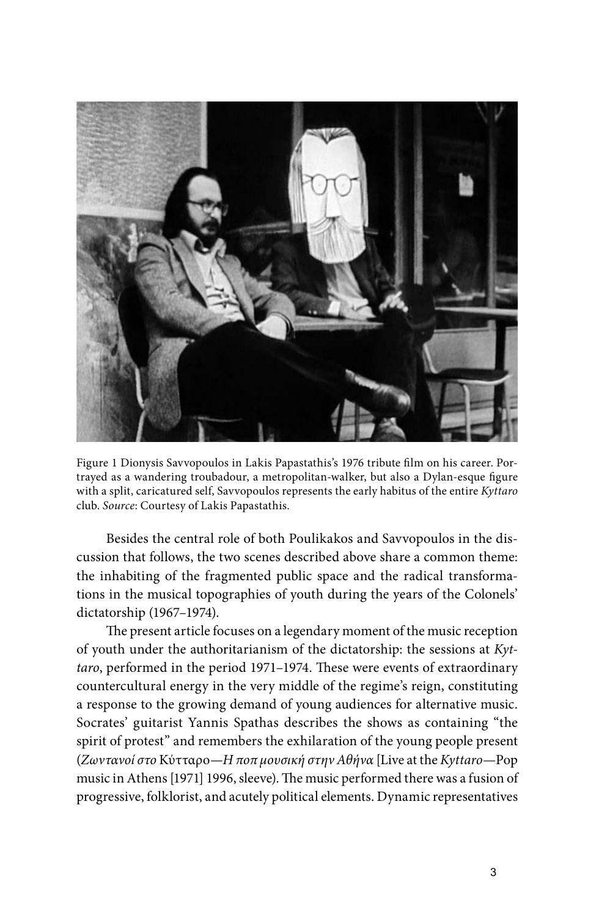Figure 1 Dionysis Savvopoulos in Lakis Papastathis's 1976 tribute film on his career. Portrayed as a wandering troubadour, a metropolitan-walker, but also a Dylan-esque figure with a split, caricatured self, Savvopoulos represents the early habitus of the entire *Kyttaro* club. *Source*: Courtesy of Lakis Papastathis.

Besides the central role of both Poulikakos and Savvopoulos in the discussion that follows, the two scenes described above share a common theme: the inhabiting of the fragmented public space and the radical transformations in the musical topographies of youth during the years of the Colonels' dictatorship (1967–1974).

The present article focuses on a legendary moment of the music reception of youth under the authoritarianism of the dictatorship: the sessions at *Kyttaro*, performed in the period 1971–1974. These were events of extraordinary countercultural energy in the very middle of the regime's reign, constituting a response to the growing demand of young audiences for alternative music. Socrates' guitarist Yannis Spathas describes the shows as containing "the spirit of protest" and remembers the exhilaration of the young people present (*Ζωντανοί στο* Κύτταρο*—Η ποπ μουσική στην Αθήνα* [Live at the *Kyttaro*—Pop music in Athens [1971] 1996, sleeve). The music performed there was a fusion of progressive, folklorist, and acutely political elements. Dynamic representatives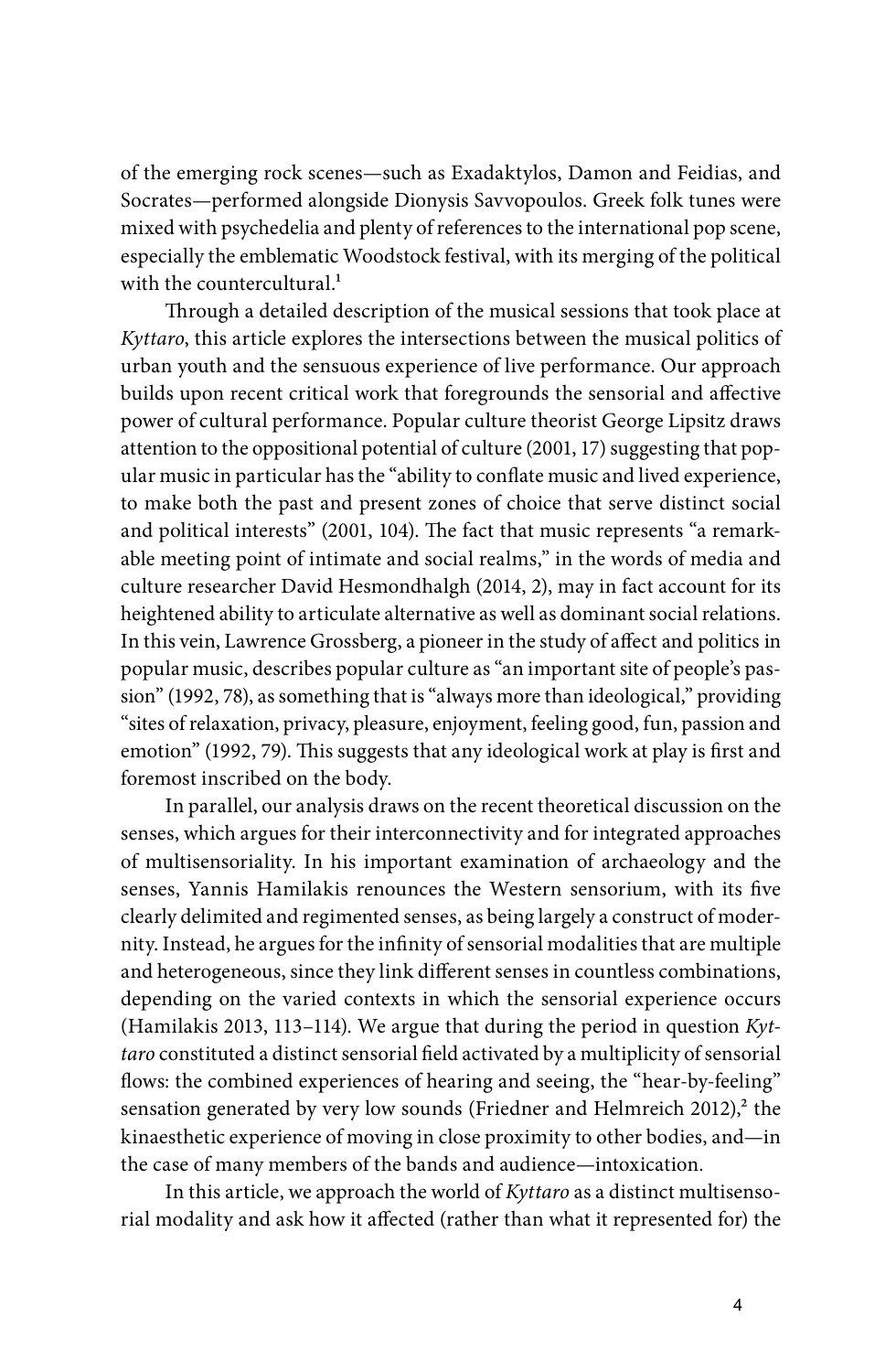of the emerging rock scenes—such as Exadaktylos, Damon and Feidias, and Socrates—performed alongside Dionysis Savvopoulos. Greek folk tunes were mixed with psychedelia and plenty of references to the international pop scene, especially the emblematic Woodstock festival, with its merging of the political with the countercultural.[1]

Through a detailed description of the musical sessions that took place at *Kyttaro*, this article explores the intersections between the musical politics of urban youth and the sensuous experience of live performance. Our approach builds upon recent critical work that foregrounds the sensorial and affective power of cultural performance. Popular culture theorist George Lipsitz draws attention to the oppositional potential of culture (2001, 17) suggesting that popular music in particular has the "ability to conflate music and lived experience, to make both the past and present zones of choice that serve distinct social and political interests" (2001, 104). The fact that music represents "a remarkable meeting point of intimate and social realms," in the words of media and culture researcher David Hesmondhalgh (2014, 2), may in fact account for its heightened ability to articulate alternative as well as dominant social relations. In this vein, Lawrence Grossberg, a pioneer in the study of affect and politics in popular music, describes popular culture as "an important site of people's passion" (1992, 78), as something that is "always more than ideological," providing "sites of relaxation, privacy, pleasure, enjoyment, feeling good, fun, passion and emotion" (1992, 79). This suggests that any ideological work at play is first and foremost inscribed on the body.

In parallel, our analysis draws on the recent theoretical discussion on the senses, which argues for their interconnectivity and for integrated approaches of multisensoriality. In his important examination of archaeology and the senses, Yannis Hamilakis renounces the Western sensorium, with its five clearly delimited and regimented senses, as being largely a construct of modernity. Instead, he argues for the infinity of sensorial modalities that are multiple and heterogeneous, since they link different senses in countless combinations, depending on the varied contexts in which the sensorial experience occurs (Hamilakis 2013, 113–114). We argue that during the period in question *Kyttaro* constituted a distinct sensorial field activated by a multiplicity of sensorial flows: the combined experiences of hearing and seeing, the "hear-by-feeling" sensation generated by very low sounds (Friedner and Helmreich 2012),[2] the kinaesthetic experience of moving in close proximity to other bodies, and—in the case of many members of the bands and audience—intoxication.

In this article, we approach the world of *Kyttaro* as a distinct multisensorial modality and ask how it affected (rather than what it represented for) the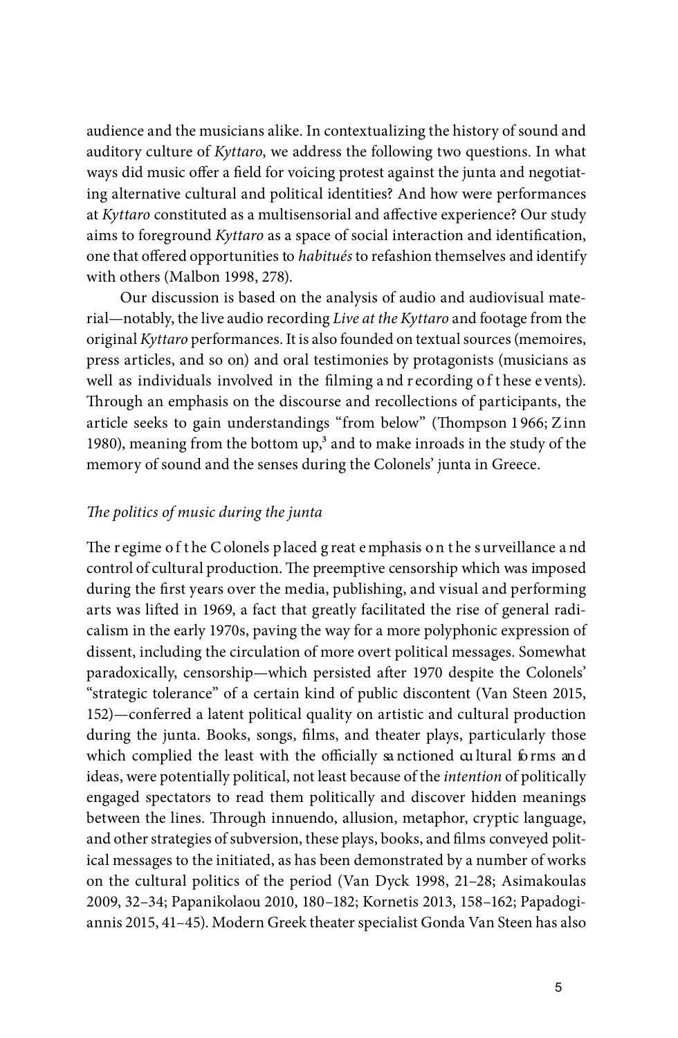audience and the musicians alike. In contextualizing the history of sound and auditory culture of *Kyttaro*, we address the following two questions. In what ways did music offer a field for voicing protest against the junta and negotiating alternative cultural and political identities? And how were performances at *Kyttaro* constituted as a multisensorial and affective experience? Our study aims to foreground *Kyttaro* as a space of social interaction and identification, one that offered opportunities to *habitués* to refashion themselves and identify with others (Malbon 1998, 278).

Our discussion is based on the analysis of audio and audiovisual material—notably, the live audio recording *Live at the Kyttaro* and footage from the original *Kyttaro* performances. It is also founded on textual sources (memoires, press articles, and so on) and oral testimonies by protagonists (musicians as well as individuals involved in the filming and recording of these events). Through an emphasis on the discourse and recollections of participants, the article seeks to gain understandings "from below" (Thompson 1966; Zinn 1980), meaning from the bottom up,[3] and to make inroads in the study of the memory of sound and the senses during the Colonels' junta in Greece.

## *The politics of music during the junta*

The regime of the Colonels placed great emphasis on the surveillance and control of cultural production. The preemptive censorship which was imposed during the first years over the media, publishing, and visual and performing arts was lifted in 1969, a fact that greatly facilitated the rise of general radicalism in the early 1970s, paving the way for a more polyphonic expression of dissent, including the circulation of more overt political messages. Somewhat paradoxically, censorship—which persisted after 1970 despite the Colonels' "strategic tolerance" of a certain kind of public discontent (Van Steen 2015, 152)—conferred a latent political quality on artistic and cultural production during the junta. Books, songs, films, and theater plays, particularly those which complied the least with the officially sanctioned cultural forms and ideas, were potentially political, not least because of the *intention* of politically engaged spectators to read them politically and discover hidden meanings between the lines. Through innuendo, allusion, metaphor, cryptic language, and other strategies of subversion, these plays, books, and films conveyed political messages to the initiated, as has been demonstrated by a number of works on the cultural politics of the period (Van Dyck 1998, 21–28; Asimakoulas 2009, 32–34; Papanikolaou 2010, 180–182; Kornetis 2013, 158–162; Papadogiannis 2015, 41–45). Modern Greek theater specialist Gonda Van Steen has also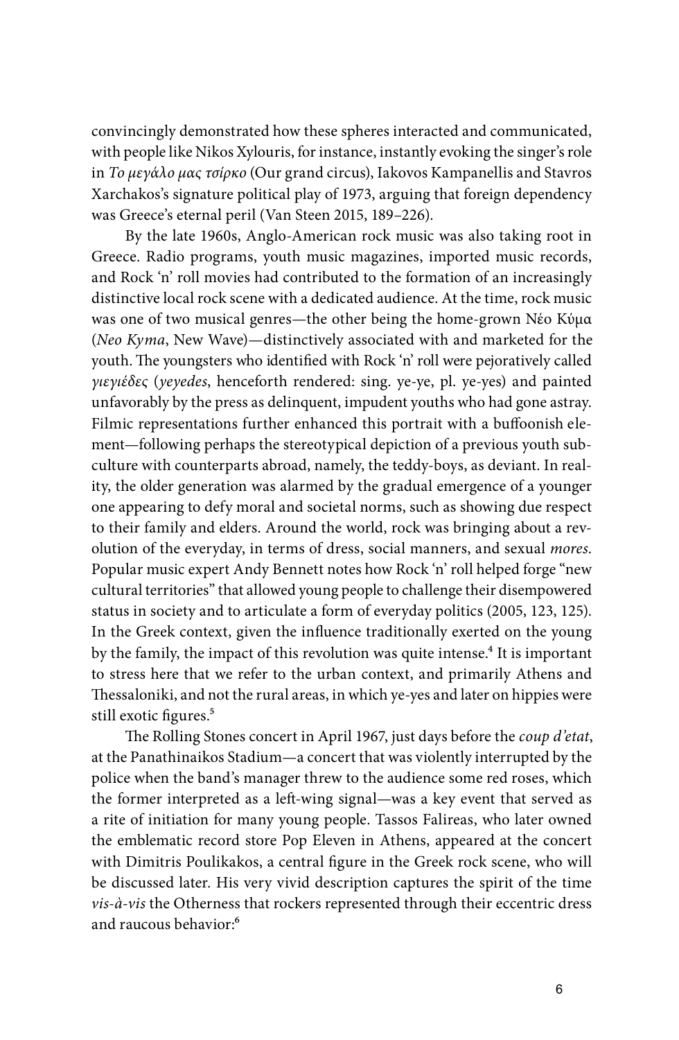convincingly demonstrated how these spheres interacted and communicated, with people like Nikos Xylouris, for instance, instantly evoking the singer's role in *Το μεγάλο μας τσίρκο* (Our grand circus), Iakovos Kampanellis and Stavros Xarchakos's signature political play of 1973, arguing that foreign dependency was Greece's eternal peril (Van Steen 2015, 189–226).

By the late 1960s, Anglo-American rock music was also taking root in Greece. Radio programs, youth music magazines, imported music records, and Rock 'n' roll movies had contributed to the formation of an increasingly distinctive local rock scene with a dedicated audience. At the time, rock music was one of two musical genres—the other being the home-grown Νέο Κύμα (*Neo Kyma*, New Wave)—distinctively associated with and marketed for the youth. The youngsters who identified with Rock 'n' roll were pejoratively called *γιεγιέδες* (*yeyedes*, henceforth rendered: sing. ye-ye, pl. ye-yes) and painted unfavorably by the press as delinquent, impudent youths who had gone astray. Filmic representations further enhanced this portrait with a buffoonish element—following perhaps the stereotypical depiction of a previous youth subculture with counterparts abroad, namely, the teddy-boys, as deviant. In reality, the older generation was alarmed by the gradual emergence of a younger one appearing to defy moral and societal norms, such as showing due respect to their family and elders. Around the world, rock was bringing about a revolution of the everyday, in terms of dress, social manners, and sexual *mores*. Popular music expert Andy Bennett notes how Rock 'n' roll helped forge "new cultural territories" that allowed young people to challenge their disempowered status in society and to articulate a form of everyday politics (2005, 123, 125). In the Greek context, given the influence traditionally exerted on the young by the family, the impact of this revolution was quite intense.[4] It is important to stress here that we refer to the urban context, and primarily Athens and Thessaloniki, and not the rural areas, in which ye-yes and later on hippies were still exotic figures.[5]

The Rolling Stones concert in April 1967, just days before the *coup d'etat*, at the Panathinaikos Stadium—a concert that was violently interrupted by the police when the band's manager threw to the audience some red roses, which the former interpreted as a left-wing signal—was a key event that served as a rite of initiation for many young people. Tassos Falireas, who later owned the emblematic record store Pop Eleven in Athens, appeared at the concert with Dimitris Poulikakos, a central figure in the Greek rock scene, who will be discussed later. His very vivid description captures the spirit of the time *vis-à-vis* the Otherness that rockers represented through their eccentric dress and raucous behavior:[6]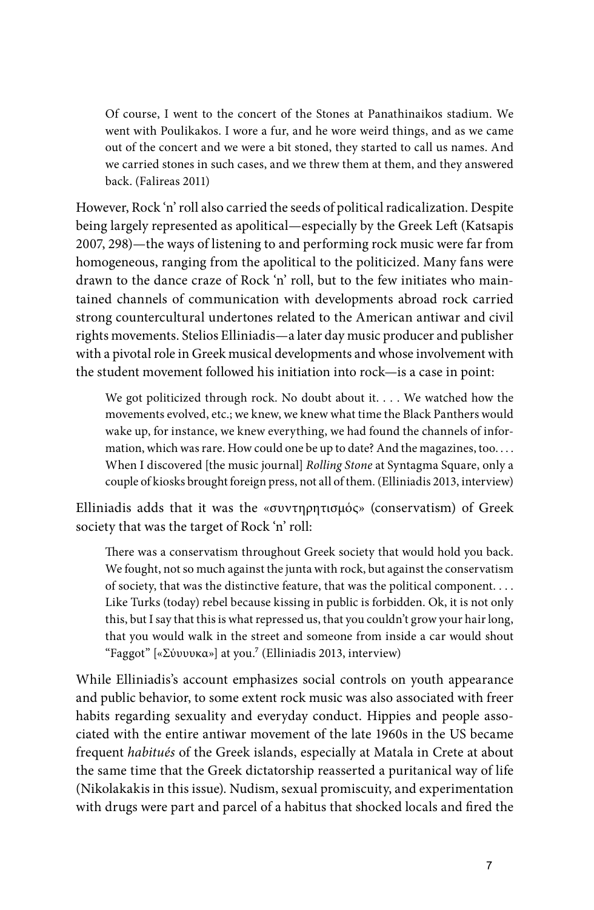> Of course, I went to the concert of the Stones at Panathinaikos stadium. We went with Poulikakos. I wore a fur, and he wore weird things, and as we came out of the concert and we were a bit stoned, they started to call us names. And we carried stones in such cases, and we threw them at them, and they answered back. (Falireas 2011)

However, Rock 'n' roll also carried the seeds of political radicalization. Despite being largely represented as apolitical—especially by the Greek Left (Katsapis 2007, 298)—the ways of listening to and performing rock music were far from homogeneous, ranging from the apolitical to the politicized. Many fans were drawn to the dance craze of Rock 'n' roll, but to the few initiates who maintained channels of communication with developments abroad rock carried strong countercultural undertones related to the American antiwar and civil rights movements. Stelios Elliniadis—a later day music producer and publisher with a pivotal role in Greek musical developments and whose involvement with the student movement followed his initiation into rock—is a case in point:

> We got politicized through rock. No doubt about it. . . . We watched how the movements evolved, etc.; we knew, we knew what time the Black Panthers would wake up, for instance, we knew everything, we had found the channels of information, which was rare. How could one be up to date? And the magazines, too. . . . When I discovered [the music journal] *Rolling Stone* at Syntagma Square, only a couple of kiosks brought foreign press, not all of them. (Elliniadis 2013, interview)

Elliniadis adds that it was the «συντηρητισμός» (conservatism) of Greek society that was the target of Rock 'n' roll:

> There was a conservatism throughout Greek society that would hold you back. We fought, not so much against the junta with rock, but against the conservatism of society, that was the distinctive feature, that was the political component. . . . Like Turks (today) rebel because kissing in public is forbidden. Ok, it is not only this, but I say that this is what repressed us, that you couldn't grow your hair long, that you would walk in the street and someone from inside a car would shout "Faggot" [«Σύυυυκα»] at you.[7] (Elliniadis 2013, interview)

While Elliniadis's account emphasizes social controls on youth appearance and public behavior, to some extent rock music was also associated with freer habits regarding sexuality and everyday conduct. Hippies and people associated with the entire antiwar movement of the late 1960s in the US became frequent *habitués* of the Greek islands, especially at Matala in Crete at about the same time that the Greek dictatorship reasserted a puritanical way of life (Nikolakakis in this issue). Nudism, sexual promiscuity, and experimentation with drugs were part and parcel of a habitus that shocked locals and fired the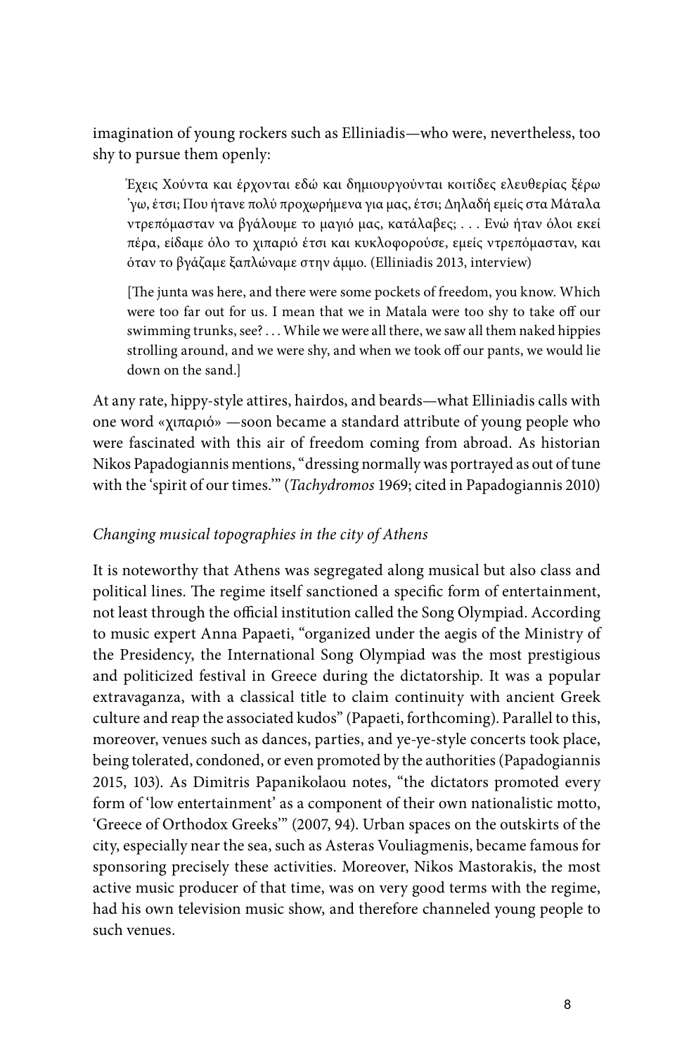imagination of young rockers such as Elliniadis—who were, nevertheless, too shy to pursue them openly:

> Έχεις Χούντα και έρχονται εδώ και δημιουργούνται κοιτίδες ελευθερίας ξέρω 'γω, έτσι; Που ήτανε πολύ προχωρήμενα για μας, έτσι; Δηλαδή εμείς στα Μάταλα ντρεπόμασταν να βγάλουμε το μαγιό μας, κατάλαβες; . . . Ενώ ήταν όλοι εκεί πέρα, είδαμε όλο το χιπαριό έτσι και κυκλοφορούσε, εμείς ντρεπόμασταν, και όταν το βγάζαμε ξαπλώναμε στην άμμο. (Elliniadis 2013, interview)
>
> [The junta was here, and there were some pockets of freedom, you know. Which were too far out for us. I mean that we in Matala were too shy to take off our swimming trunks, see? . . . While we were all there, we saw all them naked hippies strolling around, and we were shy, and when we took off our pants, we would lie down on the sand.]

At any rate, hippy-style attires, hairdos, and beards—what Elliniadis calls with one word «χιπαριό» —soon became a standard attribute of young people who were fascinated with this air of freedom coming from abroad. As historian Nikos Papadogiannis mentions, "dressing normally was portrayed as out of tune with the 'spirit of our times.'" (*Tachydromos* 1969; cited in Papadogiannis 2010)

### *Changing musical topographies in the city of Athens*

It is noteworthy that Athens was segregated along musical but also class and political lines. The regime itself sanctioned a specific form of entertainment, not least through the official institution called the Song Olympiad. According to music expert Anna Papaeti, "organized under the aegis of the Ministry of the Presidency, the International Song Olympiad was the most prestigious and politicized festival in Greece during the dictatorship. It was a popular extravaganza, with a classical title to claim continuity with ancient Greek culture and reap the associated kudos" (Papaeti, forthcoming). Parallel to this, moreover, venues such as dances, parties, and ye-ye-style concerts took place, being tolerated, condoned, or even promoted by the authorities (Papadogiannis 2015, 103). As Dimitris Papanikolaou notes, "the dictators promoted every form of 'low entertainment' as a component of their own nationalistic motto, 'Greece of Orthodox Greeks'" (2007, 94). Urban spaces on the outskirts of the city, especially near the sea, such as Asteras Vouliagmenis, became famous for sponsoring precisely these activities. Moreover, Nikos Mastorakis, the most active music producer of that time, was on very good terms with the regime, had his own television music show, and therefore channeled young people to such venues.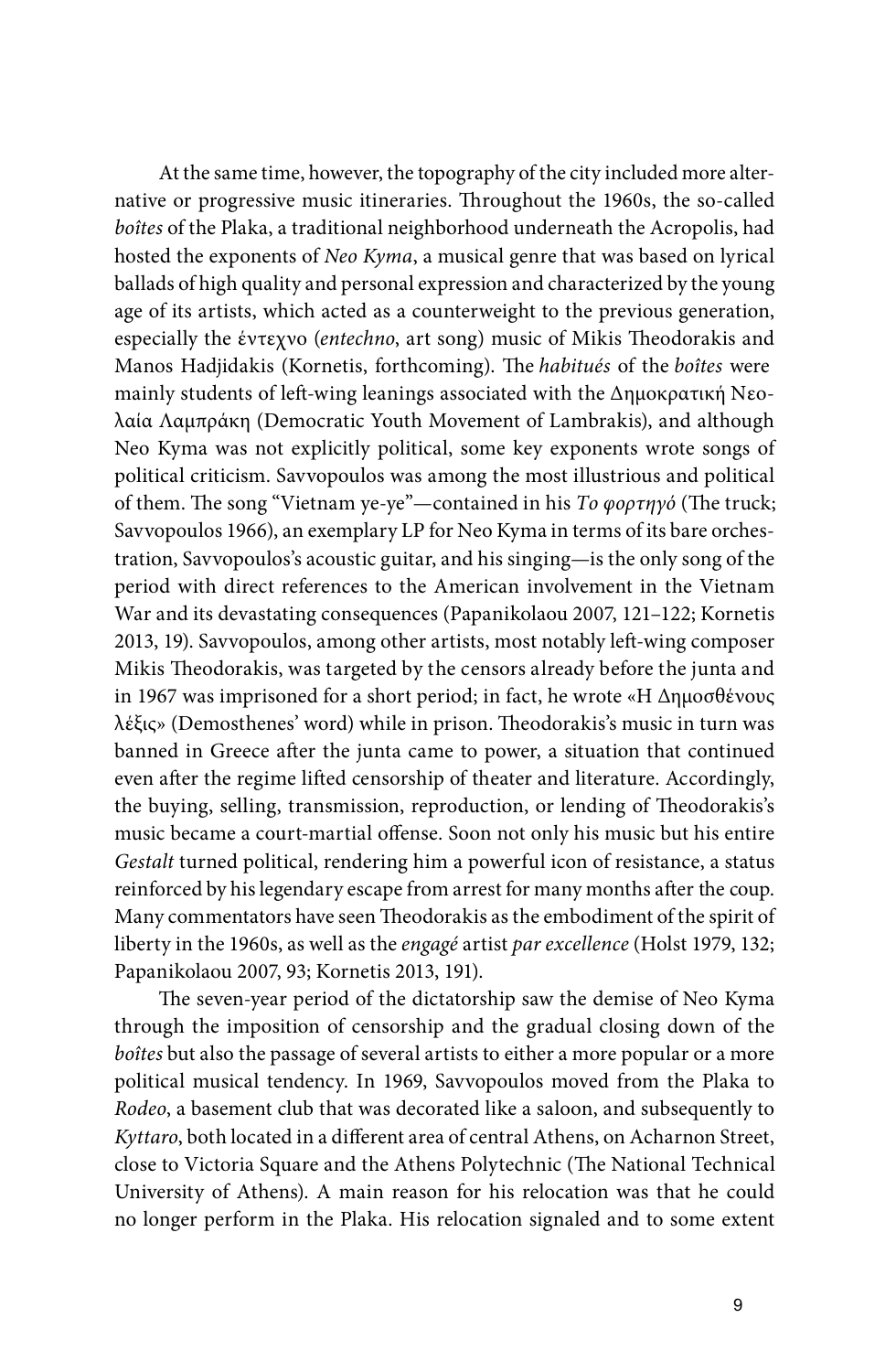At the same time, however, the topography of the city included more alternative or progressive music itineraries. Throughout the 1960s, the so-called *boîtes* of the Plaka, a traditional neighborhood underneath the Acropolis, had hosted the exponents of *Neo Kyma*, a musical genre that was based on lyrical ballads of high quality and personal expression and characterized by the young age of its artists, which acted as a counterweight to the previous generation, especially the έντεχνο (*entechno*, art song) music of Mikis Theodorakis and Manos Hadjidakis (Kornetis, forthcoming). The *habitués* of the *boîtes* were mainly students of left-wing leanings associated with the Δημοκρατική Νεολαία Λαμπράκη (Democratic Youth Movement of Lambrakis), and although Neo Kyma was not explicitly political, some key exponents wrote songs of political criticism. Savvopoulos was among the most illustrious and political of them. The song "Vietnam ye-ye"—contained in his *Το φορτηγό* (The truck; Savvopoulos 1966), an exemplary LP for Neo Kyma in terms of its bare orchestration, Savvopoulos's acoustic guitar, and his singing—is the only song of the period with direct references to the American involvement in the Vietnam War and its devastating consequences (Papanikolaou 2007, 121–122; Kornetis 2013, 19). Savvopoulos, among other artists, most notably left-wing composer Mikis Theodorakis, was targeted by the censors already before the junta and in 1967 was imprisoned for a short period; in fact, he wrote «Η Δημοσθένους λέξις» (Demosthenes' word) while in prison. Theodorakis's music in turn was banned in Greece after the junta came to power, a situation that continued even after the regime lifted censorship of theater and literature. Accordingly, the buying, selling, transmission, reproduction, or lending of Theodorakis's music became a court-martial offense. Soon not only his music but his entire *Gestalt* turned political, rendering him a powerful icon of resistance, a status reinforced by his legendary escape from arrest for many months after the coup. Many commentators have seen Theodorakis as the embodiment of the spirit of liberty in the 1960s, as well as the *engagé* artist *par excellence* (Holst 1979, 132; Papanikolaou 2007, 93; Kornetis 2013, 191).

The seven-year period of the dictatorship saw the demise of Neo Kyma through the imposition of censorship and the gradual closing down of the *boîtes* but also the passage of several artists to either a more popular or a more political musical tendency. In 1969, Savvopoulos moved from the Plaka to *Rodeo*, a basement club that was decorated like a saloon, and subsequently to *Kyttaro*, both located in a different area of central Athens, on Acharnon Street, close to Victoria Square and the Athens Polytechnic (The National Technical University of Athens). A main reason for his relocation was that he could no longer perform in the Plaka. His relocation signaled and to some extent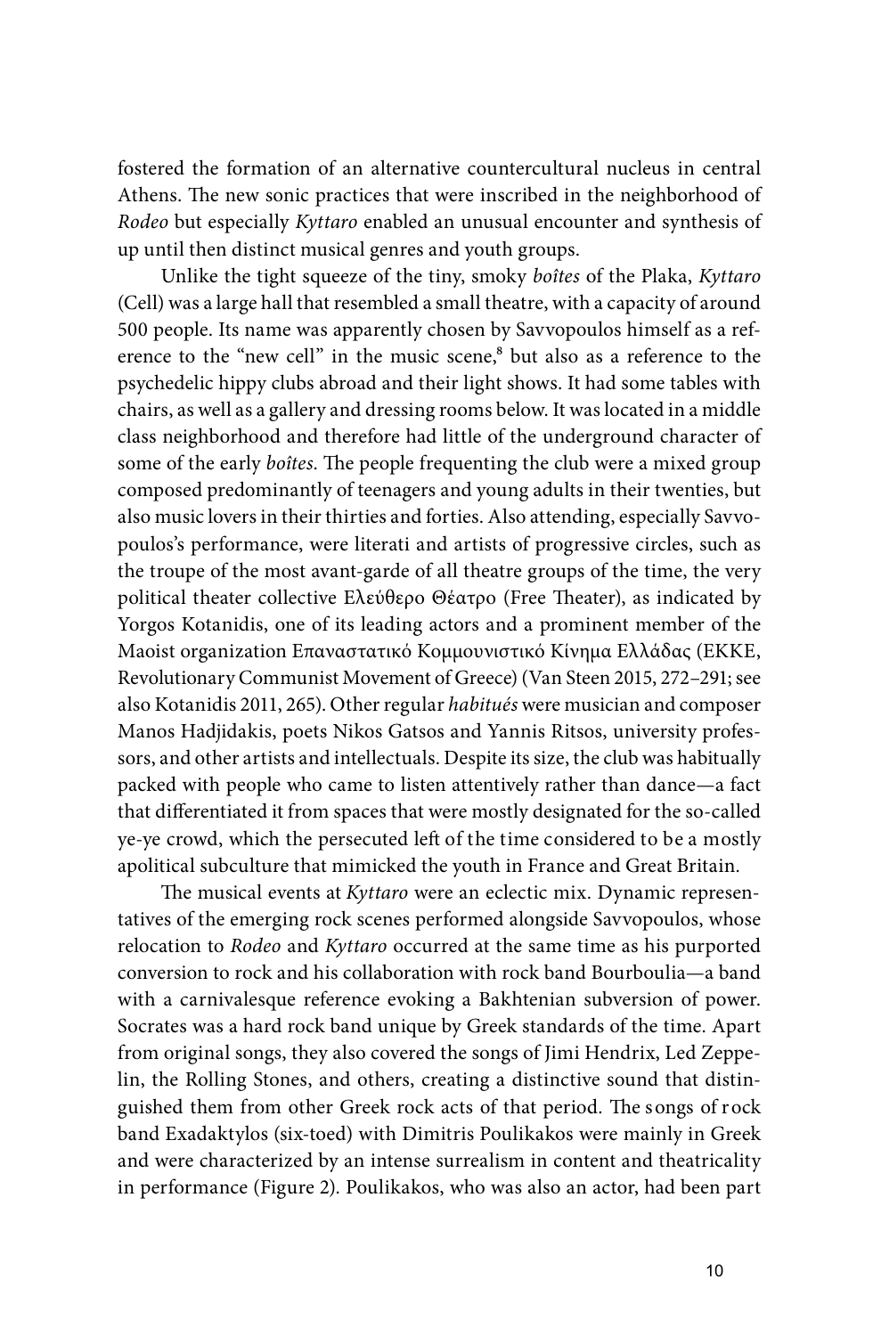fostered the formation of an alternative countercultural nucleus in central Athens. The new sonic practices that were inscribed in the neighborhood of *Rodeo* but especially *Kyttaro* enabled an unusual encounter and synthesis of up until then distinct musical genres and youth groups.

Unlike the tight squeeze of the tiny, smoky *boîtes* of the Plaka, *Kyttaro* (Cell) was a large hall that resembled a small theatre, with a capacity of around 500 people. Its name was apparently chosen by Savvopoulos himself as a reference to the "new cell" in the music scene,[8] but also as a reference to the psychedelic hippy clubs abroad and their light shows. It had some tables with chairs, as well as a gallery and dressing rooms below. It was located in a middle class neighborhood and therefore had little of the underground character of some of the early *boîtes*. The people frequenting the club were a mixed group composed predominantly of teenagers and young adults in their twenties, but also music lovers in their thirties and forties. Also attending, especially Savvopoulos's performance, were literati and artists of progressive circles, such as the troupe of the most avant-garde of all theatre groups of the time, the very political theater collective Ελεύθερο Θέατρο (Free Theater), as indicated by Yorgos Kotanidis, one of its leading actors and a prominent member of the Maoist organization Επαναστατικό Κομμουνιστικό Κίνημα Ελλάδας (EKKE, Revolutionary Communist Movement of Greece) (Van Steen 2015, 272–291; see also Kotanidis 2011, 265). Other regular *habitués* were musician and composer Manos Hadjidakis, poets Nikos Gatsos and Yannis Ritsos, university professors, and other artists and intellectuals. Despite its size, the club was habitually packed with people who came to listen attentively rather than dance—a fact that differentiated it from spaces that were mostly designated for the so-called ye-ye crowd, which the persecuted left of the time considered to be a mostly apolitical subculture that mimicked the youth in France and Great Britain.

The musical events at *Kyttaro* were an eclectic mix. Dynamic representatives of the emerging rock scenes performed alongside Savvopoulos, whose relocation to *Rodeo* and *Kyttaro* occurred at the same time as his purported conversion to rock and his collaboration with rock band Bourboulia—a band with a carnivalesque reference evoking a Bakhtenian subversion of power. Socrates was a hard rock band unique by Greek standards of the time. Apart from original songs, they also covered the songs of Jimi Hendrix, Led Zeppelin, the Rolling Stones, and others, creating a distinctive sound that distinguished them from other Greek rock acts of that period. The songs of rock band Exadaktylos (six-toed) with Dimitris Poulikakos were mainly in Greek and were characterized by an intense surrealism in content and theatricality in performance (Figure 2). Poulikakos, who was also an actor, had been part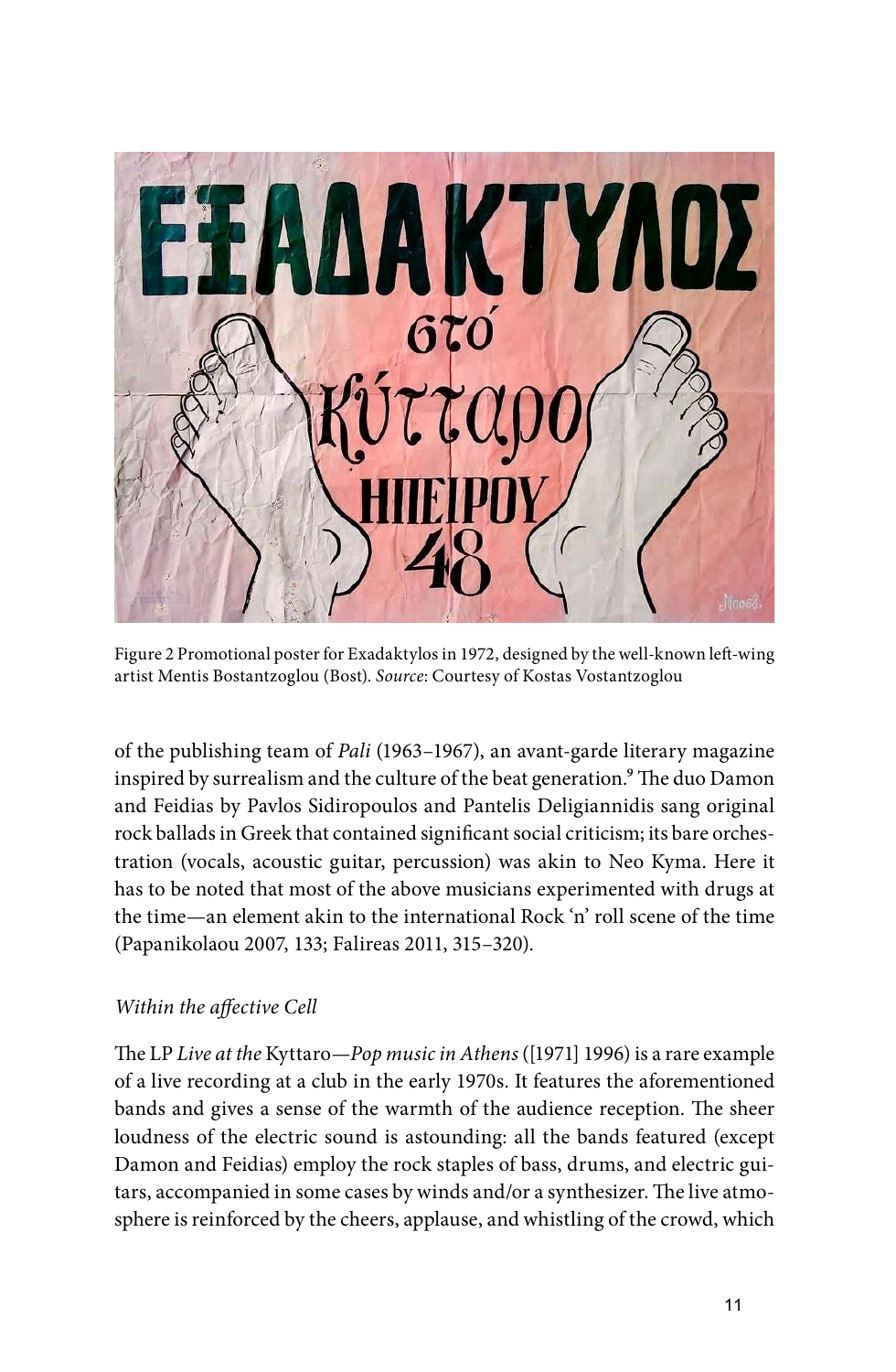Figure 2 Promotional poster for Exadaktylos in 1972, designed by the well-known left-wing artist Mentis Bostantzoglou (Bost). *Source*: Courtesy of Kostas Vostantzoglou

of the publishing team of *Pali* (1963–1967), an avant-garde literary magazine inspired by surrealism and the culture of the beat generation.[9] The duo Damon and Feidias by Pavlos Sidiropoulos and Pantelis Deligiannidis sang original rock ballads in Greek that contained significant social criticism; its bare orchestration (vocals, acoustic guitar, percussion) was akin to Neo Kyma. Here it has to be noted that most of the above musicians experimented with drugs at the time—an element akin to the international Rock 'n' roll scene of the time (Papanikolaou 2007, 133; Falireas 2011, 315–320).

*Within the affective Cell*

The LP *Live at the* Kyttaro—*Pop music in Athens* ([1971] 1996) is a rare example of a live recording at a club in the early 1970s. It features the aforementioned bands and gives a sense of the warmth of the audience reception. The sheer loudness of the electric sound is astounding: all the bands featured (except Damon and Feidias) employ the rock staples of bass, drums, and electric guitars, accompanied in some cases by winds and/or a synthesizer. The live atmosphere is reinforced by the cheers, applause, and whistling of the crowd, which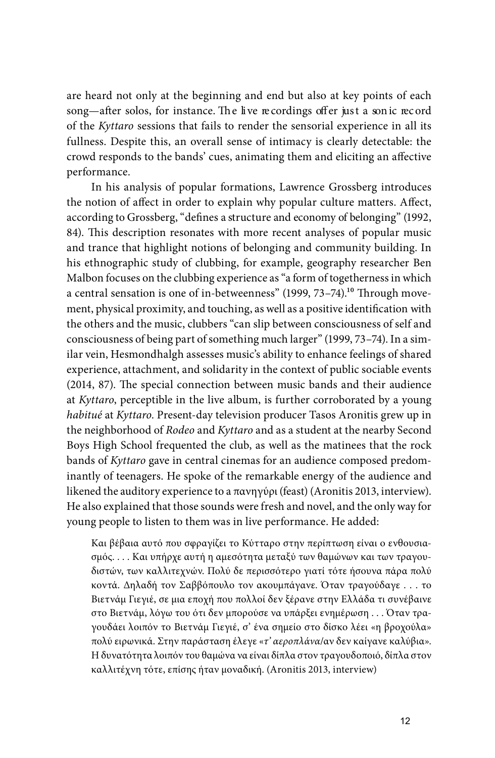are heard not only at the beginning and end but also at key points of each song—after solos, for instance. The live recordings offer just a sonic record of the *Kyttaro* sessions that fails to render the sensorial experience in all its fullness. Despite this, an overall sense of intimacy is clearly detectable: the crowd responds to the bands' cues, animating them and eliciting an affective performance.

In his analysis of popular formations, Lawrence Grossberg introduces the notion of affect in order to explain why popular culture matters. Affect, according to Grossberg, "defines a structure and economy of belonging" (1992, 84). This description resonates with more recent analyses of popular music and trance that highlight notions of belonging and community building. In his ethnographic study of clubbing, for example, geography researcher Ben Malbon focuses on the clubbing experience as "a form of togetherness in which a central sensation is one of in-betweenness" (1999, 73–74).[10] Through movement, physical proximity, and touching, as well as a positive identification with the others and the music, clubbers "can slip between consciousness of self and consciousness of being part of something much larger" (1999, 73–74). In a similar vein, Hesmondhalgh assesses music's ability to enhance feelings of shared experience, attachment, and solidarity in the context of public sociable events (2014, 87). The special connection between music bands and their audience at *Kyttaro*, perceptible in the live album, is further corroborated by a young *habitué* at *Kyttaro*. Present-day television producer Tasos Aronitis grew up in the neighborhood of *Rodeo* and *Kyttaro* and as a student at the nearby Second Boys High School frequented the club, as well as the matinees that the rock bands of *Kyttaro* gave in central cinemas for an audience composed predominantly of teenagers. He spoke of the remarkable energy of the audience and likened the auditory experience to a πανηγύρι (feast) (Aronitis 2013, interview). He also explained that those sounds were fresh and novel, and the only way for young people to listen to them was in live performance. He added:

> Και βέβαια αυτό που σφραγίζει το Κύτταρο στην περίπτωση είναι ο ενθουσιασμός. . . . Και υπήρχε αυτή η αμεσότητα μεταξύ των θαμώνων και των τραγουδιστών, των καλλιτεχνών. Πολύ δε περισσότερο γιατί τότε ήσουνα πάρα πολύ κοντά. Δηλαδή τον Σαββόπουλο τον ακουμπάγανε. Όταν τραγούδαγε . . . το Βιετνάμ Γιεγιέ, σε μια εποχή που πολλοί δεν ξέρανε στην Ελλάδα τι συνέβαινε στο Βιετνάμ, λόγω του ότι δεν μπορούσε να υπάρξει ενημέρωση . . . Όταν τραγουδάει λοιπόν το Βιετνάμ Γιεγιέ, σ' ένα σημείο στο δίσκο λέει «η βροχούλα» πολύ ειρωνικά. Στην παράσταση έλεγε «*τ' αεροπλάνα*/αν δεν καίγανε καλύβια». Η δυνατότητα λοιπόν του θαμώνα να είναι δίπλα στον τραγουδοποιό, δίπλα στον καλλιτέχνη τότε, επίσης ήταν μοναδική. (Aronitis 2013, interview)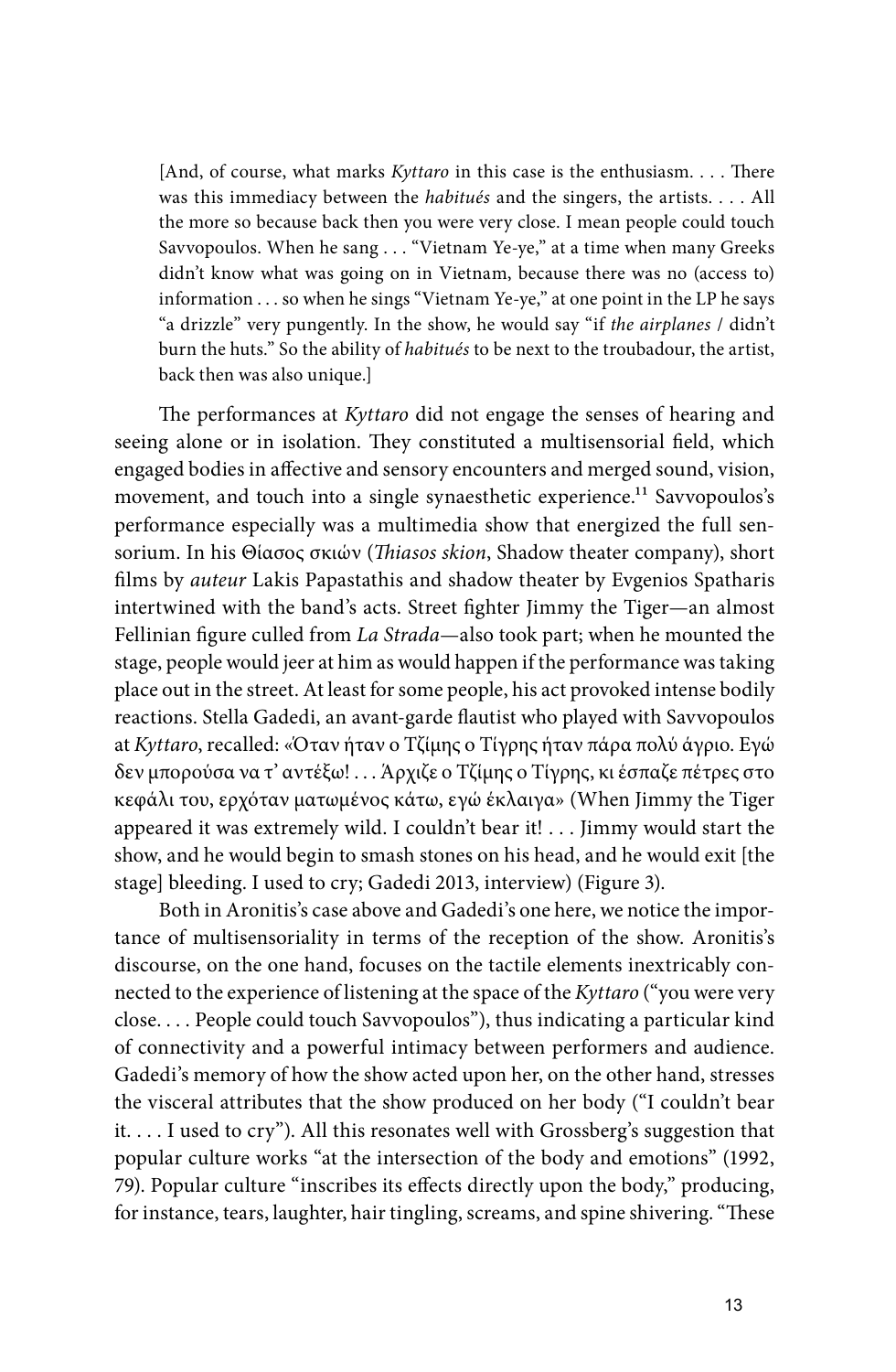[And, of course, what marks *Kyttaro* in this case is the enthusiasm. . . . There was this immediacy between the *habitués* and the singers, the artists. . . . All the more so because back then you were very close. I mean people could touch Savvopoulos. When he sang . . . "Vietnam Ye-ye," at a time when many Greeks didn't know what was going on in Vietnam, because there was no (access to) information . . . so when he sings "Vietnam Ye-ye," at one point in the LP he says "a drizzle" very pungently. In the show, he would say "if *the airplanes* / didn't burn the huts." So the ability of *habitués* to be next to the troubadour, the artist, back then was also unique.]

The performances at *Kyttaro* did not engage the senses of hearing and seeing alone or in isolation. They constituted a multisensorial field, which engaged bodies in affective and sensory encounters and merged sound, vision, movement, and touch into a single synaesthetic experience.[11] Savvopoulos's performance especially was a multimedia show that energized the full sensorium. In his Θίασος σκιών (*Thiasos skion*, Shadow theater company), short films by *auteur* Lakis Papastathis and shadow theater by Evgenios Spatharis intertwined with the band's acts. Street fighter Jimmy the Tiger—an almost Fellinian figure culled from *La Strada*—also took part; when he mounted the stage, people would jeer at him as would happen if the performance was taking place out in the street. At least for some people, his act provoked intense bodily reactions. Stella Gadedi, an avant-garde flautist who played with Savvopoulos at *Kyttaro*, recalled: «Όταν ήταν ο Τζίμης ο Τίγρης ήταν πάρα πολύ άγριο. Εγώ δεν μπορούσα να τ' αντέξω! . . . Άρχιζε ο Τζίμης ο Τίγρης, κι έσπαζε πέτρες στο κεφάλι του, ερχόταν ματωμένος κάτω, εγώ έκλαιγα» (When Jimmy the Tiger appeared it was extremely wild. I couldn't bear it! . . . Jimmy would start the show, and he would begin to smash stones on his head, and he would exit [the stage] bleeding. I used to cry; Gadedi 2013, interview) (Figure 3).

Both in Aronitis's case above and Gadedi's one here, we notice the importance of multisensoriality in terms of the reception of the show. Aronitis's discourse, on the one hand, focuses on the tactile elements inextricably connected to the experience of listening at the space of the *Kyttaro* ("you were very close. . . . People could touch Savvopoulos"), thus indicating a particular kind of connectivity and a powerful intimacy between performers and audience. Gadedi's memory of how the show acted upon her, on the other hand, stresses the visceral attributes that the show produced on her body ("I couldn't bear it. . . . I used to cry"). All this resonates well with Grossberg's suggestion that popular culture works "at the intersection of the body and emotions" (1992, 79). Popular culture "inscribes its effects directly upon the body," producing, for instance, tears, laughter, hair tingling, screams, and spine shivering. "These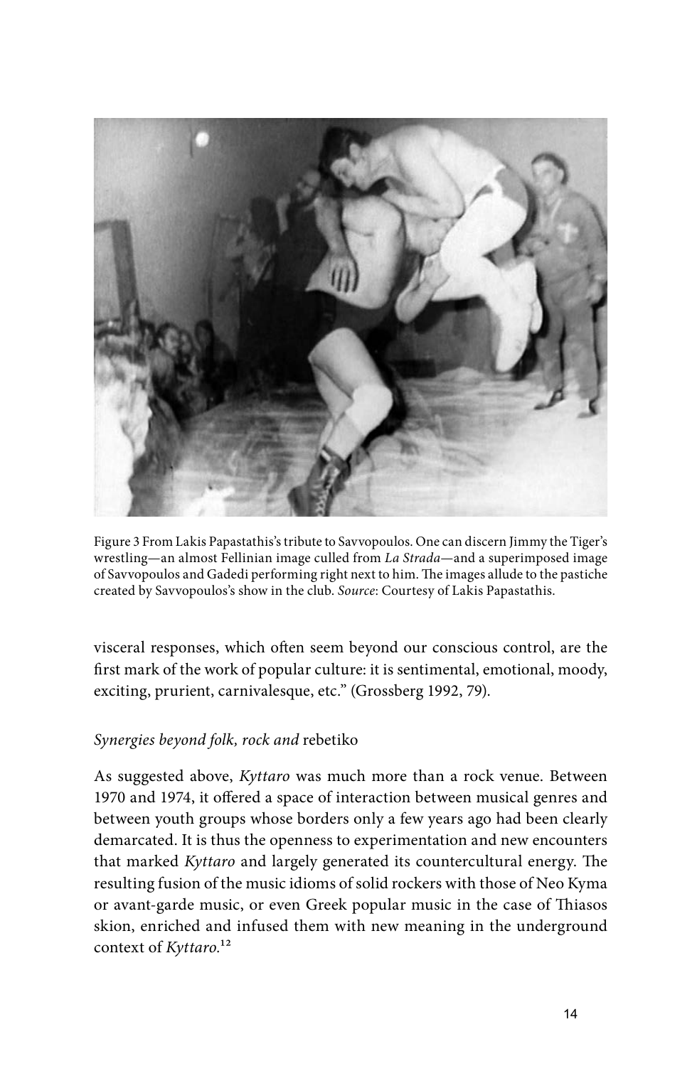Figure 3 From Lakis Papastathis's tribute to Savvopoulos. One can discern Jimmy the Tiger's wrestling—an almost Fellinian image culled from *La Strada*—and a superimposed image of Savvopoulos and Gadedi performing right next to him. The images allude to the pastiche created by Savvopoulos's show in the club. *Source*: Courtesy of Lakis Papastathis.

visceral responses, which often seem beyond our conscious control, are the first mark of the work of popular culture: it is sentimental, emotional, moody, exciting, prurient, carnivalesque, etc." (Grossberg 1992, 79).

## *Synergies beyond folk, rock and* rebetiko

As suggested above, *Kyttaro* was much more than a rock venue. Between 1970 and 1974, it offered a space of interaction between musical genres and between youth groups whose borders only a few years ago had been clearly demarcated. It is thus the openness to experimentation and new encounters that marked *Kyttaro* and largely generated its countercultural energy. The resulting fusion of the music idioms of solid rockers with those of Neo Kyma or avant-garde music, or even Greek popular music in the case of Thiasos skion, enriched and infused them with new meaning in the underground context of *Kyttaro*.[12]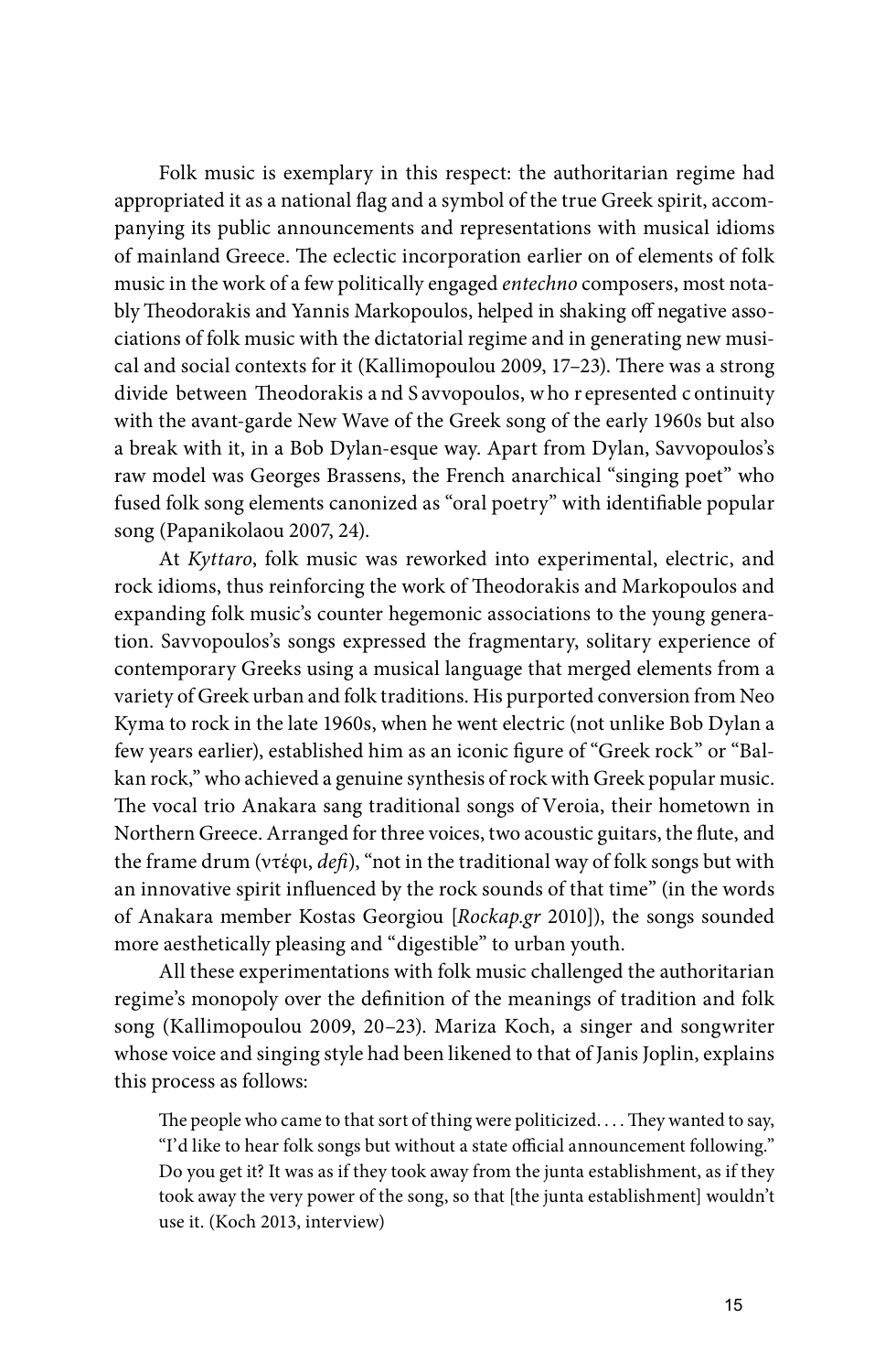Folk music is exemplary in this respect: the authoritarian regime had appropriated it as a national flag and a symbol of the true Greek spirit, accompanying its public announcements and representations with musical idioms of mainland Greece. The eclectic incorporation earlier on of elements of folk music in the work of a few politically engaged *entechno* composers, most notably Theodorakis and Yannis Markopoulos, helped in shaking off negative associations of folk music with the dictatorial regime and in generating new musical and social contexts for it (Kallimopoulou 2009, 17–23). There was a strong divide between Theodorakis and Savvopoulos, who represented continuity with the avant-garde New Wave of the Greek song of the early 1960s but also a break with it, in a Bob Dylan-esque way. Apart from Dylan, Savvopoulos's raw model was Georges Brassens, the French anarchical "singing poet" who fused folk song elements canonized as "oral poetry" with identifiable popular song (Papanikolaou 2007, 24).

At *Kyttaro*, folk music was reworked into experimental, electric, and rock idioms, thus reinforcing the work of Theodorakis and Markopoulos and expanding folk music's counter hegemonic associations to the young generation. Savvopoulos's songs expressed the fragmentary, solitary experience of contemporary Greeks using a musical language that merged elements from a variety of Greek urban and folk traditions. His purported conversion from Neo Kyma to rock in the late 1960s, when he went electric (not unlike Bob Dylan a few years earlier), established him as an iconic figure of "Greek rock" or "Balkan rock," who achieved a genuine synthesis of rock with Greek popular music. The vocal trio Anakara sang traditional songs of Veroia, their hometown in Northern Greece. Arranged for three voices, two acoustic guitars, the flute, and the frame drum (ντέφι, *defi*), "not in the traditional way of folk songs but with an innovative spirit influenced by the rock sounds of that time" (in the words of Anakara member Kostas Georgiou [*Rockap.gr* 2010]), the songs sounded more aesthetically pleasing and "digestible" to urban youth.

All these experimentations with folk music challenged the authoritarian regime's monopoly over the definition of the meanings of tradition and folk song (Kallimopoulou 2009, 20–23). Mariza Koch, a singer and songwriter whose voice and singing style had been likened to that of Janis Joplin, explains this process as follows:

> The people who came to that sort of thing were politicized. . . . They wanted to say, "I'd like to hear folk songs but without a state official announcement following." Do you get it? It was as if they took away from the junta establishment, as if they took away the very power of the song, so that [the junta establishment] wouldn't use it. (Koch 2013, interview)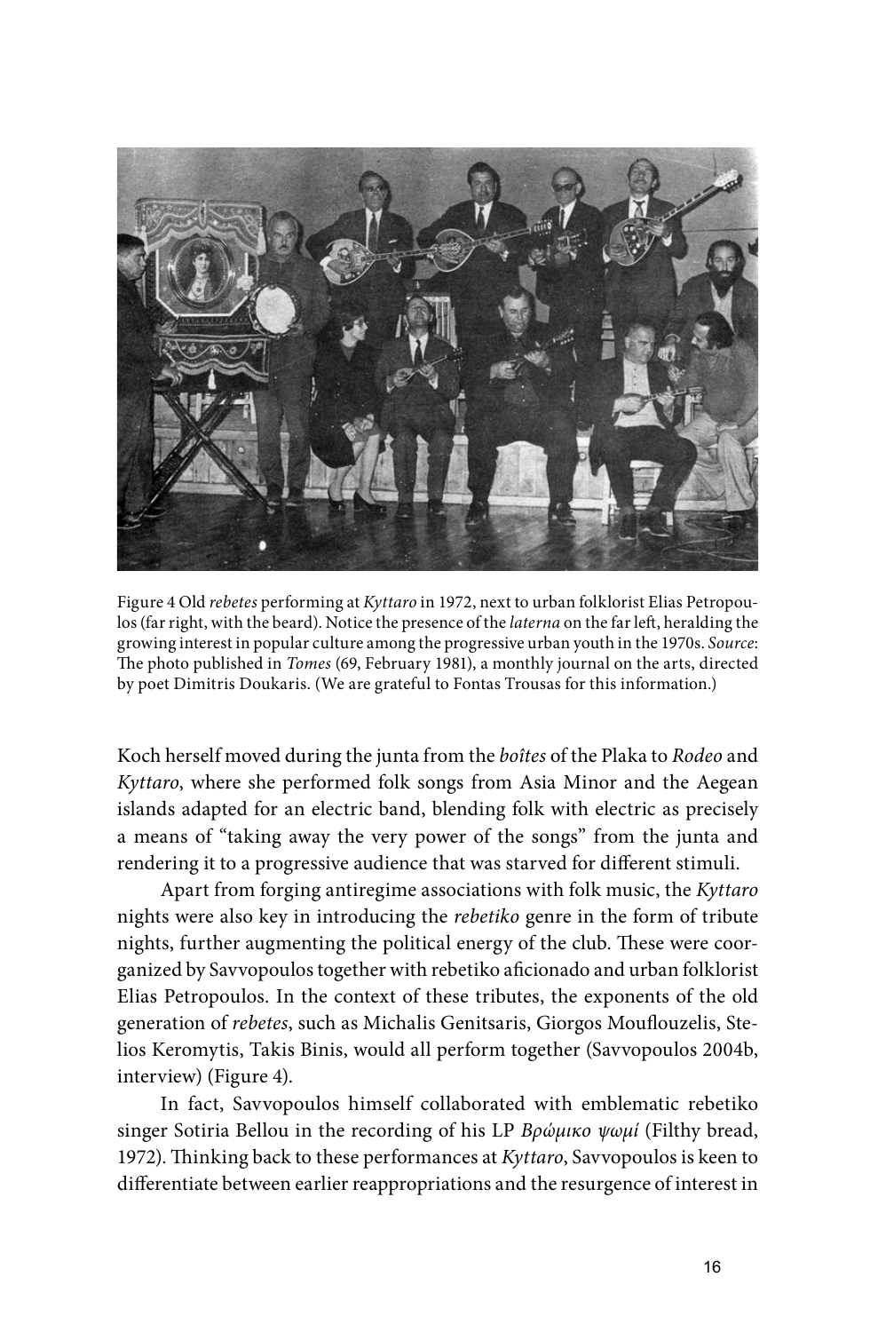Figure 4 Old *rebetes* performing at *Kyttaro* in 1972, next to urban folklorist Elias Petropoulos (far right, with the beard). Notice the presence of the *laterna* on the far left, heralding the growing interest in popular culture among the progressive urban youth in the 1970s. *Source*: The photo published in *Tomes* (69, February 1981), a monthly journal on the arts, directed by poet Dimitris Doukaris. (We are grateful to Fontas Trousas for this information.)

Koch herself moved during the junta from the *boîtes* of the Plaka to *Rodeo* and *Kyttaro*, where she performed folk songs from Asia Minor and the Aegean islands adapted for an electric band, blending folk with electric as precisely a means of "taking away the very power of the songs" from the junta and rendering it to a progressive audience that was starved for different stimuli.

Apart from forging antiregime associations with folk music, the *Kyttaro* nights were also key in introducing the *rebetiko* genre in the form of tribute nights, further augmenting the political energy of the club. These were coorganized by Savvopoulos together with rebetiko aficionado and urban folklorist Elias Petropoulos. In the context of these tributes, the exponents of the old generation of *rebetes*, such as Michalis Genitsaris, Giorgos Mouflouzelis, Stelios Keromytis, Takis Binis, would all perform together (Savvopoulos 2004b, interview) (Figure 4).

In fact, Savvopoulos himself collaborated with emblematic rebetiko singer Sotiria Bellou in the recording of his LP *Βρώμικο ψωμί* (Filthy bread, 1972). Thinking back to these performances at *Kyttaro*, Savvopoulos is keen to differentiate between earlier reappropriations and the resurgence of interest in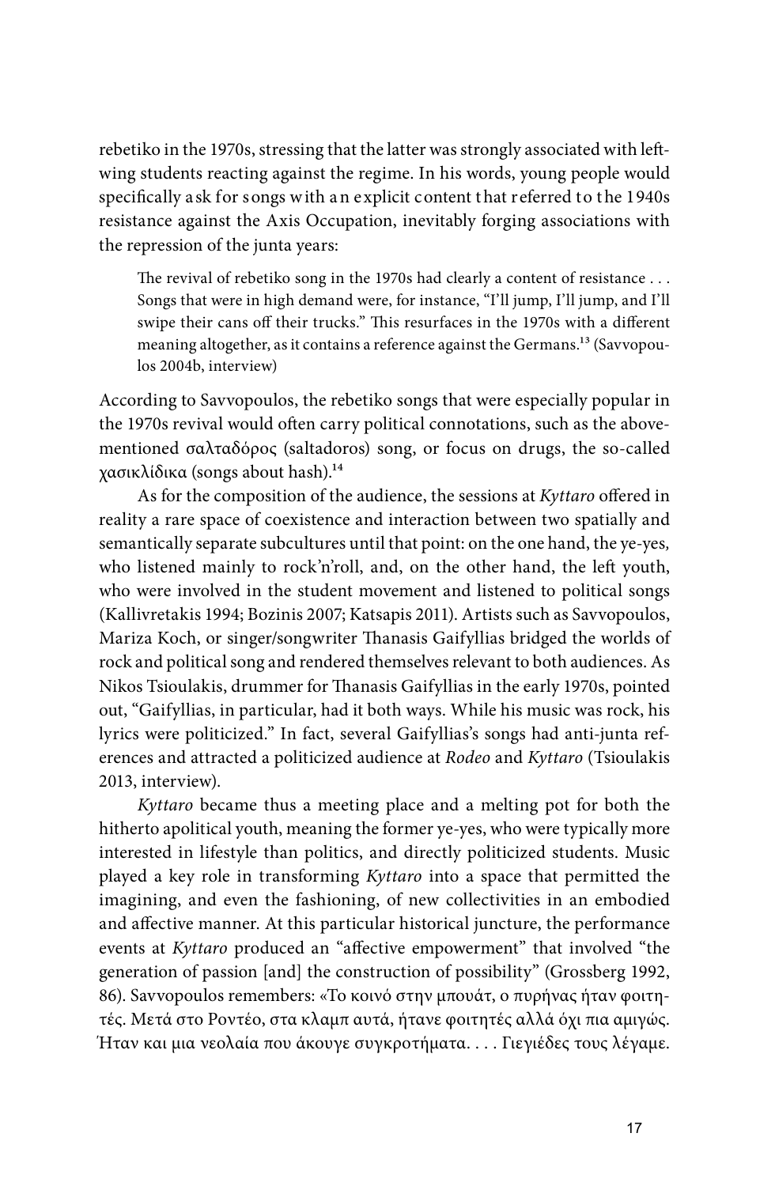rebetiko in the 1970s, stressing that the latter was strongly associated with left-wing students reacting against the regime. In his words, young people would specifically ask for songs with an explicit content that referred to the 1940s resistance against the Axis Occupation, inevitably forging associations with the repression of the junta years:

> The revival of rebetiko song in the 1970s had clearly a content of resistance . . . Songs that were in high demand were, for instance, "I'll jump, I'll jump, and I'll swipe their cans off their trucks." This resurfaces in the 1970s with a different meaning altogether, as it contains a reference against the Germans.[13] (Savvopoulos 2004b, interview)

According to Savvopoulos, the rebetiko songs that were especially popular in the 1970s revival would often carry political connotations, such as the above-mentioned σαλταδόρος (saltadoros) song, or focus on drugs, the so-called χασικλίδικα (songs about hash).[14]

As for the composition of the audience, the sessions at *Kyttaro* offered in reality a rare space of coexistence and interaction between two spatially and semantically separate subcultures until that point: on the one hand, the ye-yes, who listened mainly to rock'n'roll, and, on the other hand, the left youth, who were involved in the student movement and listened to political songs (Kallivretakis 1994; Bozinis 2007; Katsapis 2011). Artists such as Savvopoulos, Mariza Koch, or singer/songwriter Thanasis Gaifyllias bridged the worlds of rock and political song and rendered themselves relevant to both audiences. As Nikos Tsioulakis, drummer for Thanasis Gaifyllias in the early 1970s, pointed out, "Gaifyllias, in particular, had it both ways. While his music was rock, his lyrics were politicized." In fact, several Gaifyllias's songs had anti-junta references and attracted a politicized audience at *Rodeo* and *Kyttaro* (Tsioulakis 2013, interview).

*Kyttaro* became thus a meeting place and a melting pot for both the hitherto apolitical youth, meaning the former ye-yes, who were typically more interested in lifestyle than politics, and directly politicized students. Music played a key role in transforming *Kyttaro* into a space that permitted the imagining, and even the fashioning, of new collectivities in an embodied and affective manner. At this particular historical juncture, the performance events at *Kyttaro* produced an "affective empowerment" that involved "the generation of passion [and] the construction of possibility" (Grossberg 1992, 86). Savvopoulos remembers: «Το κοινό στην μπουάτ, ο πυρήνας ήταν φοιτητές. Μετά στο Ροντέο, στα κλαμπ αυτά, ήτανε φοιτητές αλλά όχι πια αμιγώς. Ήταν και μια νεολαία που άκουγε συγκροτήματα. . . . Γιεγιέδες τους λέγαμε.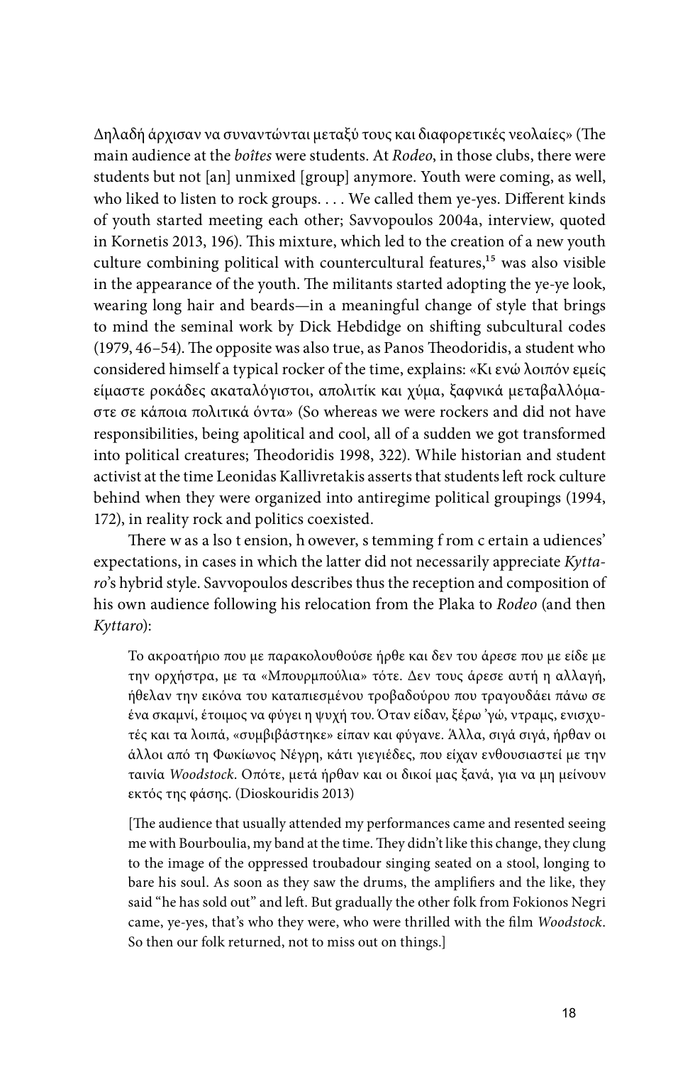Δηλαδή άρχισαν να συναντώνται μεταξύ τους και διαφορετικές νεολαίες» (The main audience at the *boîtes* were students. At *Rodeo*, in those clubs, there were students but not [an] unmixed [group] anymore. Youth were coming, as well, who liked to listen to rock groups. . . . We called them ye-yes. Different kinds of youth started meeting each other; Savvopoulos 2004a, interview, quoted in Kornetis 2013, 196). This mixture, which led to the creation of a new youth culture combining political with countercultural features,[15] was also visible in the appearance of the youth. The militants started adopting the ye-ye look, wearing long hair and beards—in a meaningful change of style that brings to mind the seminal work by Dick Hebdidge on shifting subcultural codes (1979, 46–54). The opposite was also true, as Panos Theodoridis, a student who considered himself a typical rocker of the time, explains: «Κι ενώ λοιπόν εμείς είμαστε ροκάδες ακαταλόγιστοι, απολιτίκ και χύμα, ξαφνικά μεταβαλλόμαστε σε κάποια πολιτικά όντα» (So whereas we were rockers and did not have responsibilities, being apolitical and cool, all of a sudden we got transformed into political creatures; Theodoridis 1998, 322). While historian and student activist at the time Leonidas Kallivretakis asserts that students left rock culture behind when they were organized into antiregime political groupings (1994, 172), in reality rock and politics coexisted.

There was also tension, however, stemming from certain audiences' expectations, in cases in which the latter did not necessarily appreciate *Kyttaro*'s hybrid style. Savvopoulos describes thus the reception and composition of his own audience following his relocation from the Plaka to *Rodeo* (and then *Kyttaro*):

> Το ακροατήριο που με παρακολουθούσε ήρθε και δεν του άρεσε που με είδε με την ορχήστρα, με τα «Μπουρμπούλια» τότε. Δεν τους άρεσε αυτή η αλλαγή, ήθελαν την εικόνα του καταπιεσμένου τροβαδούρου που τραγουδάει πάνω σε ένα σκαμνί, έτοιμος να φύγει η ψυχή του. Όταν είδαν, ξέρω 'γώ, ντραμς, ενισχυτές και τα λοιπά, «συμβιβάστηκε» είπαν και φύγανε. Άλλα, σιγά σιγά, ήρθαν οι άλλοι από τη Φωκίωνος Νέγρη, κάτι γιεγιέδες, που είχαν ενθουσιαστεί με την ταινία *Woodstock*. Οπότε, μετά ήρθαν και οι δικοί μας ξανά, για να μη μείνουν εκτός της φάσης. (Dioskouridis 2013)
>
> [The audience that usually attended my performances came and resented seeing me with Bourboulia, my band at the time. They didn't like this change, they clung to the image of the oppressed troubadour singing seated on a stool, longing to bare his soul. As soon as they saw the drums, the amplifiers and the like, they said "he has sold out" and left. But gradually the other folk from Fokionos Negri came, ye-yes, that's who they were, who were thrilled with the film *Woodstock*. So then our folk returned, not to miss out on things.]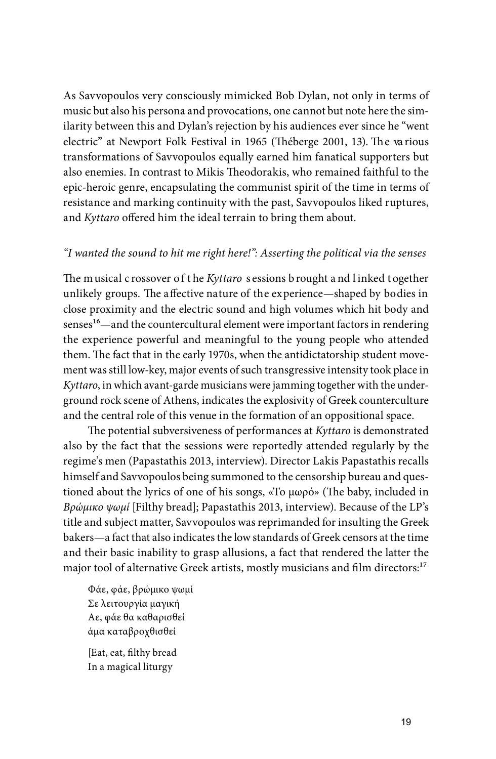As Savvopoulos very consciously mimicked Bob Dylan, not only in terms of music but also his persona and provocations, one cannot but note here the similarity between this and Dylan's rejection by his audiences ever since he "went electric" at Newport Folk Festival in 1965 (Théberge 2001, 13). The various transformations of Savvopoulos equally earned him fanatical supporters but also enemies. In contrast to Mikis Theodorakis, who remained faithful to the epic-heroic genre, encapsulating the communist spirit of the time in terms of resistance and marking continuity with the past, Savvopoulos liked ruptures, and *Kyttaro* offered him the ideal terrain to bring them about.

### *"I wanted the sound to hit me right here!": Asserting the political via the senses*

The musical crossover of the *Kyttaro* sessions brought and linked together unlikely groups. The affective nature of the experience—shaped by bodies in close proximity and the electric sound and high volumes which hit body and senses[16]—and the countercultural element were important factors in rendering the experience powerful and meaningful to the young people who attended them. The fact that in the early 1970s, when the antidictatorship student movement was still low-key, major events of such transgressive intensity took place in *Kyttaro*, in which avant-garde musicians were jamming together with the underground rock scene of Athens, indicates the explosivity of Greek counterculture and the central role of this venue in the formation of an oppositional space.

The potential subversiveness of performances at *Kyttaro* is demonstrated also by the fact that the sessions were reportedly attended regularly by the regime's men (Papastathis 2013, interview). Director Lakis Papastathis recalls himself and Savvopoulos being summoned to the censorship bureau and questioned about the lyrics of one of his songs, «Το μωρό» (The baby, included in *Βρώμικο ψωμί* [Filthy bread]; Papastathis 2013, interview). Because of the LP's title and subject matter, Savvopoulos was reprimanded for insulting the Greek bakers—a fact that also indicates the low standards of Greek censors at the time and their basic inability to grasp allusions, a fact that rendered the latter the major tool of alternative Greek artists, mostly musicians and film directors:[17]

> Φάε, φάε, βρώμικο ψωμί
> Σε λειτουργία μαγική
> Αε, φάε θα καθαρισθεί
> άμα καταβροχθισθεί
>
> [Eat, eat, filthy bread
> In a magical liturgy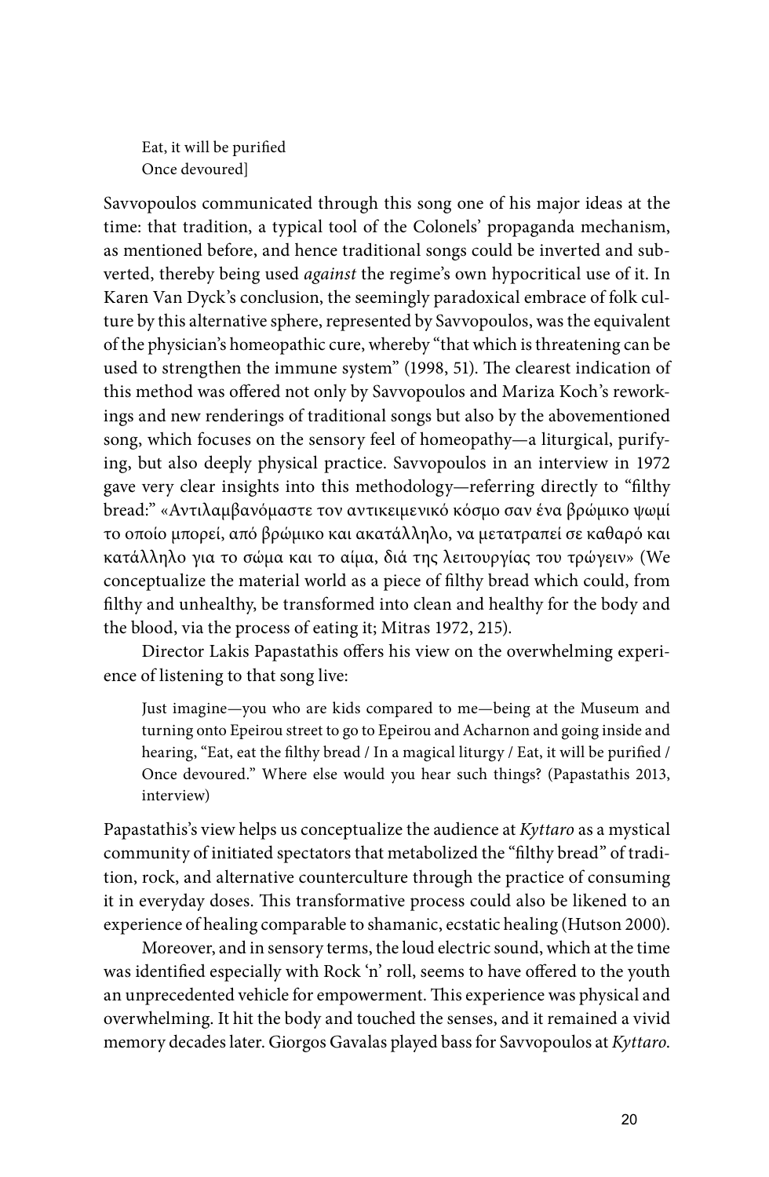> Eat, it will be purified
> Once devoured]

Savvopoulos communicated through this song one of his major ideas at the time: that tradition, a typical tool of the Colonels' propaganda mechanism, as mentioned before, and hence traditional songs could be inverted and subverted, thereby being used *against* the regime's own hypocritical use of it. In Karen Van Dyck's conclusion, the seemingly paradoxical embrace of folk culture by this alternative sphere, represented by Savvopoulos, was the equivalent of the physician's homeopathic cure, whereby "that which is threatening can be used to strengthen the immune system" (1998, 51). The clearest indication of this method was offered not only by Savvopoulos and Mariza Koch's reworkings and new renderings of traditional songs but also by the abovementioned song, which focuses on the sensory feel of homeopathy—a liturgical, purifying, but also deeply physical practice. Savvopoulos in an interview in 1972 gave very clear insights into this methodology—referring directly to "filthy bread:" «Αντιλαμβανόμαστε τον αντικειμενικό κόσμο σαν ένα βρώμικο ψωμί το οποίο μπορεί, από βρώμικο και ακατάλληλο, να μετατραπεί σε καθαρό και κατάλληλο για το σώμα και το αίμα, διά της λειτουργίας του τρώγειν» (We conceptualize the material world as a piece of filthy bread which could, from filthy and unhealthy, be transformed into clean and healthy for the body and the blood, via the process of eating it; Mitras 1972, 215).

Director Lakis Papastathis offers his view on the overwhelming experience of listening to that song live:

> Just imagine—you who are kids compared to me—being at the Museum and turning onto Epeirou street to go to Epeirou and Acharnon and going inside and hearing, "Eat, eat the filthy bread / In a magical liturgy / Eat, it will be purified / Once devoured." Where else would you hear such things? (Papastathis 2013, interview)

Papastathis's view helps us conceptualize the audience at *Kyttaro* as a mystical community of initiated spectators that metabolized the "filthy bread" of tradition, rock, and alternative counterculture through the practice of consuming it in everyday doses. This transformative process could also be likened to an experience of healing comparable to shamanic, ecstatic healing (Hutson 2000).

Moreover, and in sensory terms, the loud electric sound, which at the time was identified especially with Rock 'n' roll, seems to have offered to the youth an unprecedented vehicle for empowerment. This experience was physical and overwhelming. It hit the body and touched the senses, and it remained a vivid memory decades later. Giorgos Gavalas played bass for Savvopoulos at *Kyttaro*.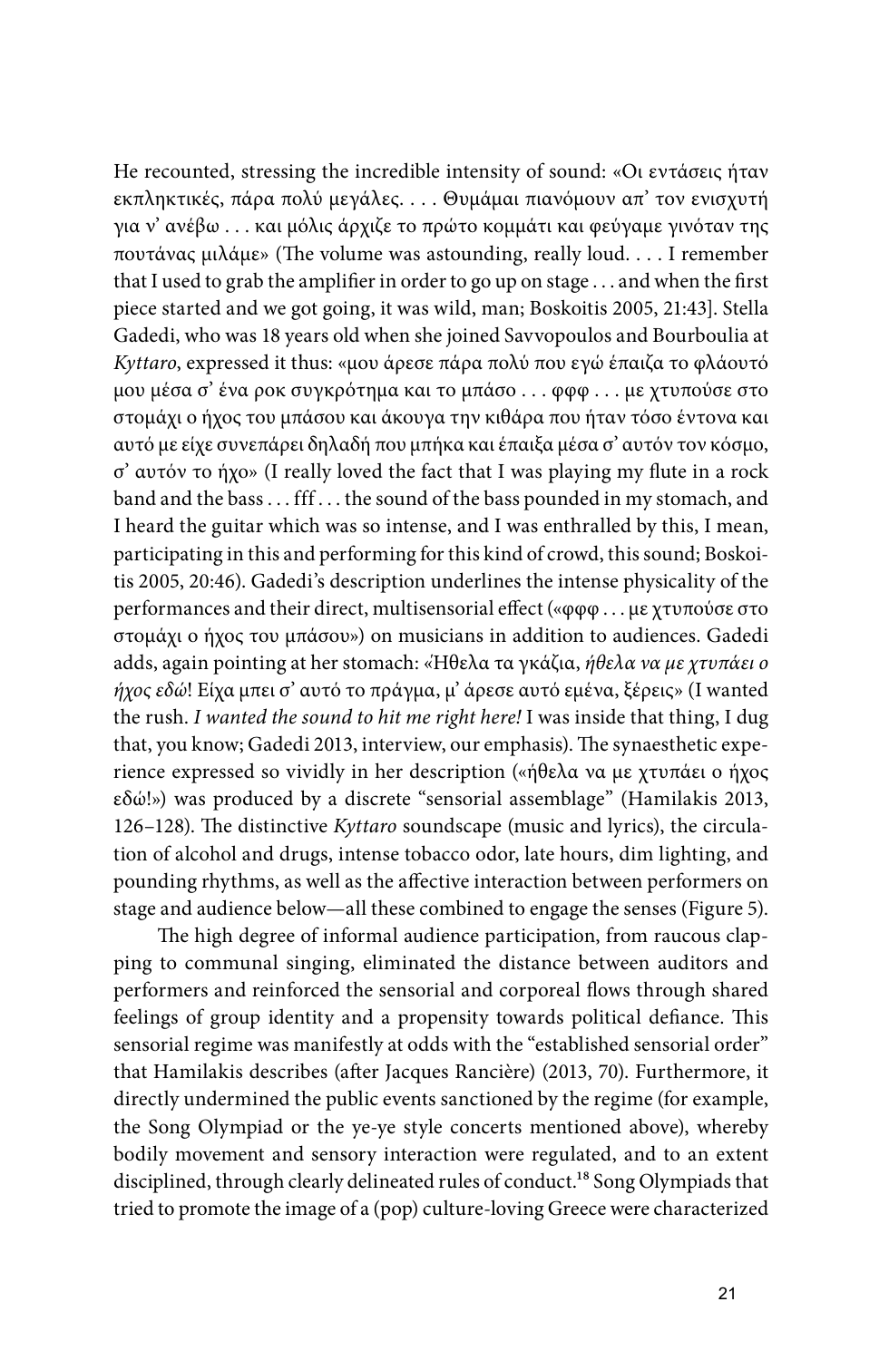He recounted, stressing the incredible intensity of sound: «Οι εντάσεις ήταν εκπληκτικές, πάρα πολύ μεγάλες. . . . Θυμάμαι πιανόμουν απ' τον ενισχυτή για ν' ανέβω . . . και μόλις άρχιζε το πρώτο κομμάτι και φεύγαμε γινόταν της πουτάνας μιλάμε» (The volume was astounding, really loud. . . . I remember that I used to grab the amplifier in order to go up on stage . . . and when the first piece started and we got going, it was wild, man; Boskoitis 2005, 21:43]. Stella Gadedi, who was 18 years old when she joined Savvopoulos and Bourboulia at *Kyttaro*, expressed it thus: «μου άρεσε πάρα πολύ που εγώ έπαιζα το φλάουτό μου μέσα σ' ένα ροκ συγκρότημα και το μπάσο . . . φφφ . . . με χτυπούσε στο στομάχι ο ήχος του μπάσου και άκουγα την κιθάρα που ήταν τόσο έντονα και αυτό με είχε συνεπάρει δηλαδή που μπήκα και έπαιξα μέσα σ' αυτόν τον κόσμο, σ' αυτόν το ήχο» (I really loved the fact that I was playing my flute in a rock band and the bass . . . fff . . . the sound of the bass pounded in my stomach, and I heard the guitar which was so intense, and I was enthralled by this, I mean, participating in this and performing for this kind of crowd, this sound; Boskoitis 2005, 20:46). Gadedi's description underlines the intense physicality of the performances and their direct, multisensorial effect («φφφ . . . με χτυπούσε στο στομάχι ο ήχος του μπάσου») on musicians in addition to audiences. Gadedi adds, again pointing at her stomach: «Ήθελα τα γκάζια, *ήθελα να με χτυπάει ο ήχος εδώ*! Είχα μπει σ' αυτό το πράγμα, μ' άρεσε αυτό εμένα, ξέρεις» (I wanted the rush. *I wanted the sound to hit me right here!* I was inside that thing, I dug that, you know; Gadedi 2013, interview, our emphasis). The synaesthetic experience expressed so vividly in her description («ήθελα να με χτυπάει ο ήχος εδώ!») was produced by a discrete "sensorial assemblage" (Hamilakis 2013, 126–128). The distinctive *Kyttaro* soundscape (music and lyrics), the circulation of alcohol and drugs, intense tobacco odor, late hours, dim lighting, and pounding rhythms, as well as the affective interaction between performers on stage and audience below—all these combined to engage the senses (Figure 5).

The high degree of informal audience participation, from raucous clapping to communal singing, eliminated the distance between auditors and performers and reinforced the sensorial and corporeal flows through shared feelings of group identity and a propensity towards political defiance. This sensorial regime was manifestly at odds with the "established sensorial order" that Hamilakis describes (after Jacques Rancière) (2013, 70). Furthermore, it directly undermined the public events sanctioned by the regime (for example, the Song Olympiad or the ye-ye style concerts mentioned above), whereby bodily movement and sensory interaction were regulated, and to an extent disciplined, through clearly delineated rules of conduct.[18] Song Olympiads that tried to promote the image of a (pop) culture-loving Greece were characterized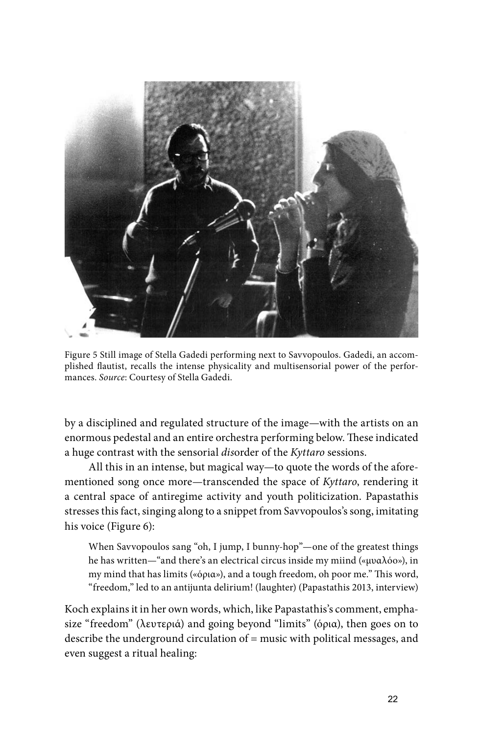Figure 5 Still image of Stella Gadedi performing next to Savvopoulos. Gadedi, an accomplished flautist, recalls the intense physicality and multisensorial power of the performances. *Source*: Courtesy of Stella Gadedi.

by a disciplined and regulated structure of the image—with the artists on an enormous pedestal and an entire orchestra performing below. These indicated a huge contrast with the sensorial *dis*order of the *Kyttaro* sessions.

All this in an intense, but magical way—to quote the words of the aforementioned song once more—transcended the space of *Kyttaro*, rendering it a central space of antiregime activity and youth politicization. Papastathis stresses this fact, singing along to a snippet from Savvopoulos's song, imitating his voice (Figure 6):

> When Savvopoulos sang "oh, I jump, I bunny-hop"—one of the greatest things he has written—"and there's an electrical circus inside my miind («μυαλόο»), in my mind that has limits («όρια»), and a tough freedom, oh poor me." This word, "freedom," led to an antijunta delirium! (laughter) (Papastathis 2013, interview)

Koch explains it in her own words, which, like Papastathis's comment, emphasize "freedom" (λευτεριά) and going beyond "limits" (όρια), then goes on to describe the underground circulation of = music with political messages, and even suggest a ritual healing: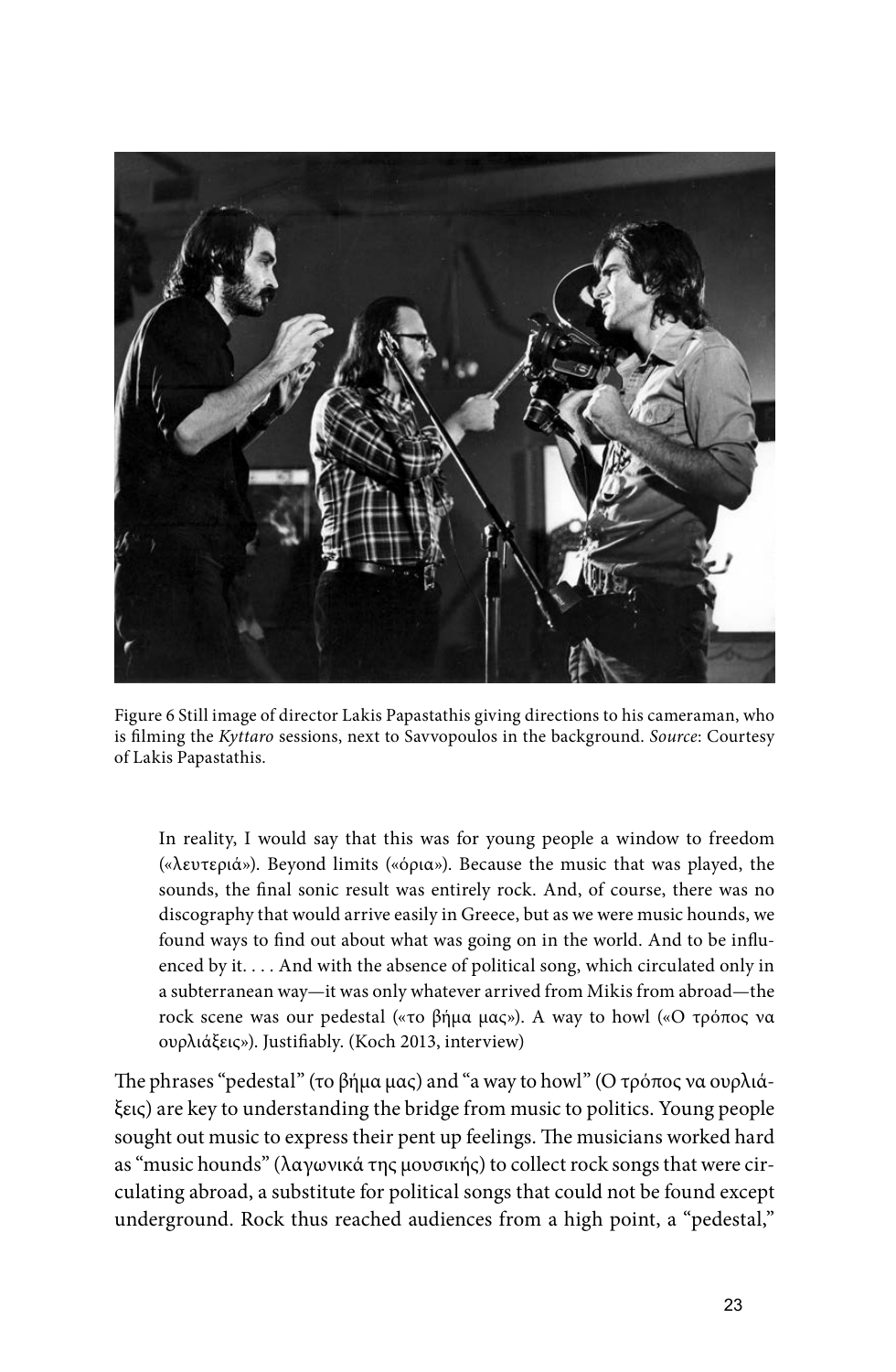Figure 6 Still image of director Lakis Papastathis giving directions to his cameraman, who is filming the *Kyttaro* sessions, next to Savvopoulos in the background. *Source*: Courtesy of Lakis Papastathis.

> In reality, I would say that this was for young people a window to freedom («λευτεριά»). Beyond limits («όρια»). Because the music that was played, the sounds, the final sonic result was entirely rock. And, of course, there was no discography that would arrive easily in Greece, but as we were music hounds, we found ways to find out about what was going on in the world. And to be influenced by it. . . . And with the absence of political song, which circulated only in a subterranean way—it was only whatever arrived from Mikis from abroad—the rock scene was our pedestal («το βήμα μας»). A way to howl («Ο τρόπος να ουρλιάξεις»). Justifiably. (Koch 2013, interview)

The phrases "pedestal" (το βήμα μας) and "a way to howl" (Ο τρόπος να ουρλιάξεις) are key to understanding the bridge from music to politics. Young people sought out music to express their pent up feelings. The musicians worked hard as "music hounds" (λαγωνικά της μουσικής) to collect rock songs that were circulating abroad, a substitute for political songs that could not be found except underground. Rock thus reached audiences from a high point, a "pedestal,"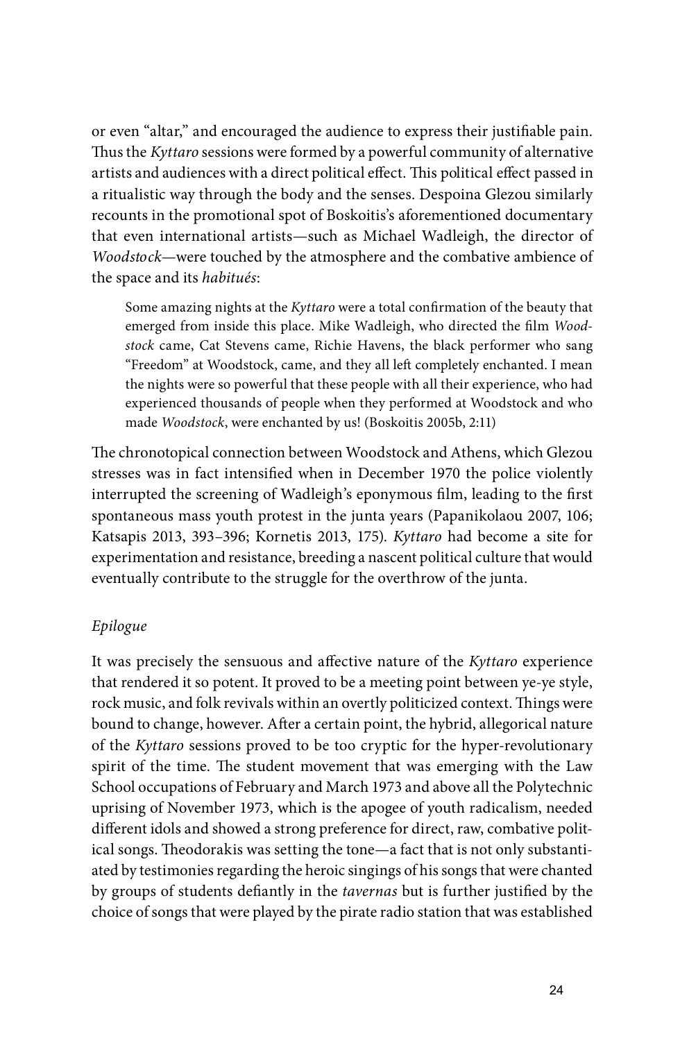or even "altar," and encouraged the audience to express their justifiable pain. Thus the *Kyttaro* sessions were formed by a powerful community of alternative artists and audiences with a direct political effect. This political effect passed in a ritualistic way through the body and the senses. Despoina Glezou similarly recounts in the promotional spot of Boskoitis's aforementioned documentary that even international artists—such as Michael Wadleigh, the director of *Woodstock*—were touched by the atmosphere and the combative ambience of the space and its *habitués*:

> Some amazing nights at the *Kyttaro* were a total confirmation of the beauty that emerged from inside this place. Mike Wadleigh, who directed the film *Woodstock* came, Cat Stevens came, Richie Havens, the black performer who sang "Freedom" at Woodstock, came, and they all left completely enchanted. I mean the nights were so powerful that these people with all their experience, who had experienced thousands of people when they performed at Woodstock and who made *Woodstock*, were enchanted by us! (Boskoitis 2005b, 2:11)

The chronotopical connection between Woodstock and Athens, which Glezou stresses was in fact intensified when in December 1970 the police violently interrupted the screening of Wadleigh's eponymous film, leading to the first spontaneous mass youth protest in the junta years (Papanikolaou 2007, 106; Katsapis 2013, 393–396; Kornetis 2013, 175). *Kyttaro* had become a site for experimentation and resistance, breeding a nascent political culture that would eventually contribute to the struggle for the overthrow of the junta.

## *Epilogue*

It was precisely the sensuous and affective nature of the *Kyttaro* experience that rendered it so potent. It proved to be a meeting point between ye-ye style, rock music, and folk revivals within an overtly politicized context. Things were bound to change, however. After a certain point, the hybrid, allegorical nature of the *Kyttaro* sessions proved to be too cryptic for the hyper-revolutionary spirit of the time. The student movement that was emerging with the Law School occupations of February and March 1973 and above all the Polytechnic uprising of November 1973, which is the apogee of youth radicalism, needed different idols and showed a strong preference for direct, raw, combative political songs. Theodorakis was setting the tone—a fact that is not only substantiated by testimonies regarding the heroic singings of his songs that were chanted by groups of students defiantly in the *tavernas* but is further justified by the choice of songs that were played by the pirate radio station that was established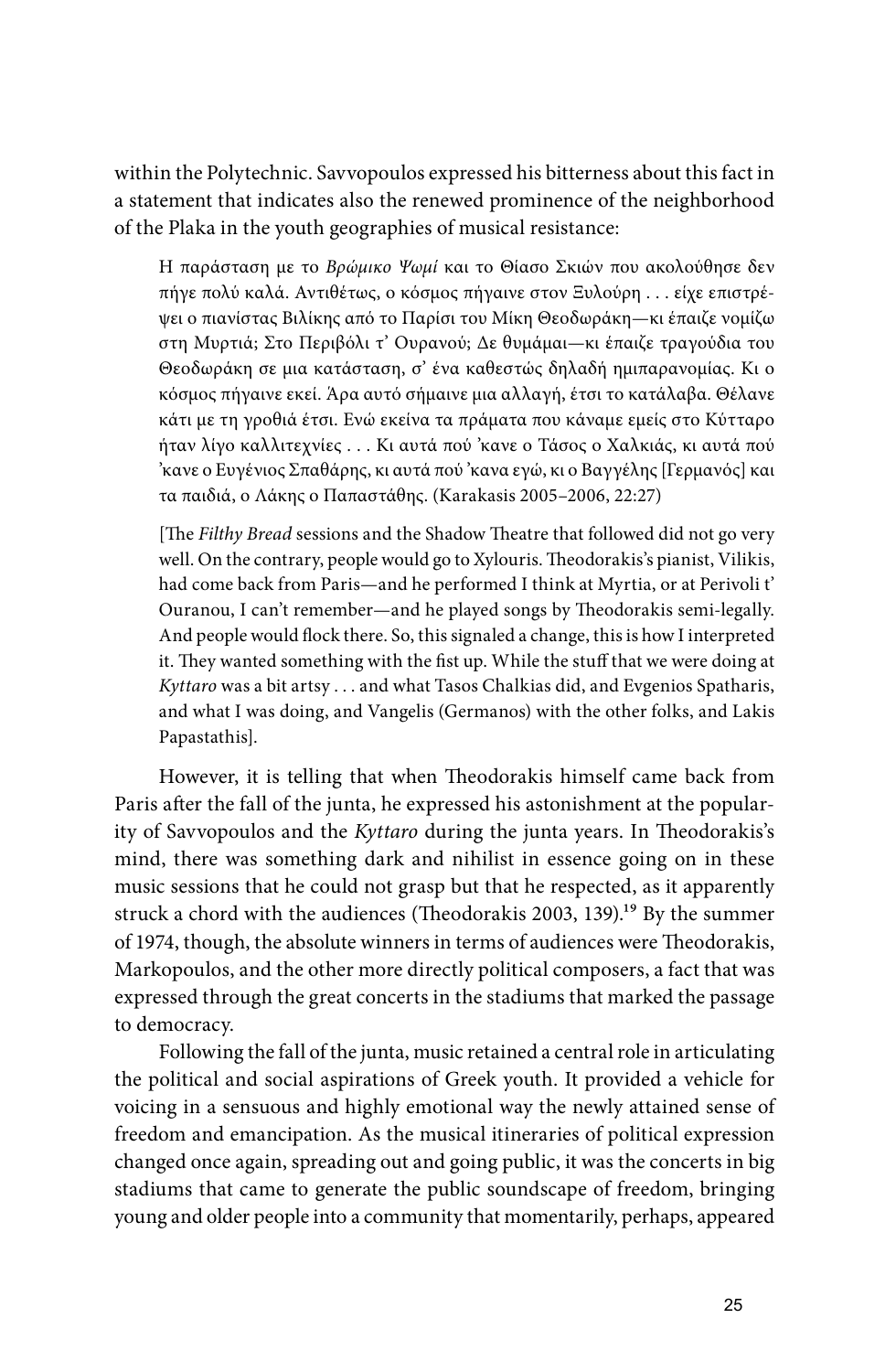within the Polytechnic. Savvopoulos expressed his bitterness about this fact in a statement that indicates also the renewed prominence of the neighborhood of the Plaka in the youth geographies of musical resistance:

> Η παράσταση με το *Βρώμικο Ψωμί* και το Θίασο Σκιών που ακολούθησε δεν πήγε πολύ καλά. Αντιθέτως, ο κόσμος πήγαινε στον Ξυλούρη . . . είχε επιστρέψει ο πιανίστας Βιλίκης από το Παρίσι του Μίκη Θεοδωράκη—κι έπαιζε νομίζω στη Μυρτιά; Στο Περιβόλι τ' Ουρανού; Δε θυμάμαι—κι έπαιζε τραγούδια του Θεοδωράκη σε μια κατάσταση, σ' ένα καθεστώς δηλαδή ημιπαρανομίας. Κι ο κόσμος πήγαινε εκεί. Άρα αυτό σήμαινε μια αλλαγή, έτσι το κατάλαβα. Θέλανε κάτι με τη γροθιά έτσι. Ενώ εκείνα τα πράγματα που κάναμε εμείς στο Κύτταρο ήταν λίγο καλλιτεχνίες . . . Κι αυτά πού 'κανε ο Τάσος ο Χαλκιάς, κι αυτά πού 'κανε ο Ευγένιος Σπαθάρης, κι αυτά πού 'κανα εγώ, κι ο Βαγγέλης [Γερμανός] και τα παιδιά, ο Λάκης ο Παπαστάθης. (Karakasis 2005–2006, 22:27)
>
> [The *Filthy Bread* sessions and the Shadow Theatre that followed did not go very well. On the contrary, people would go to Xylouris. Theodorakis's pianist, Vilikis, had come back from Paris—and he performed I think at Myrtia, or at Perivoli t' Ouranou, I can't remember—and he played songs by Theodorakis semi-legally. And people would flock there. So, this signaled a change, this is how I interpreted it. They wanted something with the fist up. While the stuff that we were doing at *Kyttaro* was a bit artsy . . . and what Tasos Chalkias did, and Evgenios Spatharis, and what I was doing, and Vangelis (Germanos) with the other folks, and Lakis Papastathis].

However, it is telling that when Theodorakis himself came back from Paris after the fall of the junta, he expressed his astonishment at the popularity of Savvopoulos and the *Kyttaro* during the junta years. In Theodorakis's mind, there was something dark and nihilist in essence going on in these music sessions that he could not grasp but that he respected, as it apparently struck a chord with the audiences (Theodorakis 2003, 139).[19] By the summer of 1974, though, the absolute winners in terms of audiences were Theodorakis, Markopoulos, and the other more directly political composers, a fact that was expressed through the great concerts in the stadiums that marked the passage to democracy.

Following the fall of the junta, music retained a central role in articulating the political and social aspirations of Greek youth. It provided a vehicle for voicing in a sensuous and highly emotional way the newly attained sense of freedom and emancipation. As the musical itineraries of political expression changed once again, spreading out and going public, it was the concerts in big stadiums that came to generate the public soundscape of freedom, bringing young and older people into a community that momentarily, perhaps, appeared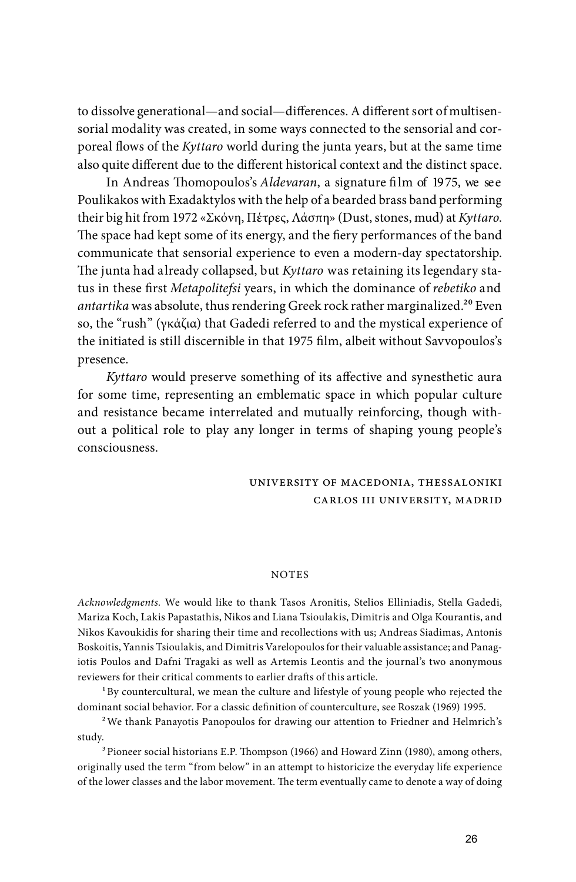to dissolve generational—and social—differences. A different sort of multisensorial modality was created, in some ways connected to the sensorial and corporeal flows of the *Kyttaro* world during the junta years, but at the same time also quite different due to the different historical context and the distinct space.

In Andreas Thomopoulos's *Aldevaran*, a signature film of 1975, we see Poulikakos with Exadaktylos with the help of a bearded brass band performing their big hit from 1972 «Σκόνη, Πέτρες, Λάσπη» (Dust, stones, mud) at *Kyttaro*. The space had kept some of its energy, and the fiery performances of the band communicate that sensorial experience to even a modern-day spectatorship. The junta had already collapsed, but *Kyttaro* was retaining its legendary status in these first *Metapolitefsi* years, in which the dominance of *rebetiko* and *antartika* was absolute, thus rendering Greek rock rather marginalized.[20] Even so, the "rush" (γκάζια) that Gadedi referred to and the mystical experience of the initiated is still discernible in that 1975 film, albeit without Savvopoulos's presence.

*Kyttaro* would preserve something of its affective and synesthetic aura for some time, representing an emblematic space in which popular culture and resistance became interrelated and mutually reinforcing, though without a political role to play any longer in terms of shaping young people's consciousness.

UNIVERSITY OF MACEDONIA, THESSALONIKI
CARLOS III UNIVERSITY, MADRID

## NOTES

*Acknowledgments.* We would like to thank Tasos Aronitis, Stelios Elliniadis, Stella Gadedi, Mariza Koch, Lakis Papastathis, Nikos and Liana Tsioulakis, Dimitris and Olga Kourantis, and Nikos Kavoukidis for sharing their time and recollections with us; Andreas Siadimas, Antonis Boskoitis, Yannis Tsioulakis, and Dimitris Varelopoulos for their valuable assistance; and Panagiotis Poulos and Dafni Tragaki as well as Artemis Leontis and the journal's two anonymous reviewers for their critical comments to earlier drafts of this article.

[1] By countercultural, we mean the culture and lifestyle of young people who rejected the dominant social behavior. For a classic definition of counterculture, see Roszak (1969) 1995.

[2] We thank Panayotis Panopoulos for drawing our attention to Friedner and Helmrich's study.

[3] Pioneer social historians E.P. Thompson (1966) and Howard Zinn (1980), among others, originally used the term "from below" in an attempt to historicize the everyday life experience of the lower classes and the labor movement. The term eventually came to denote a way of doing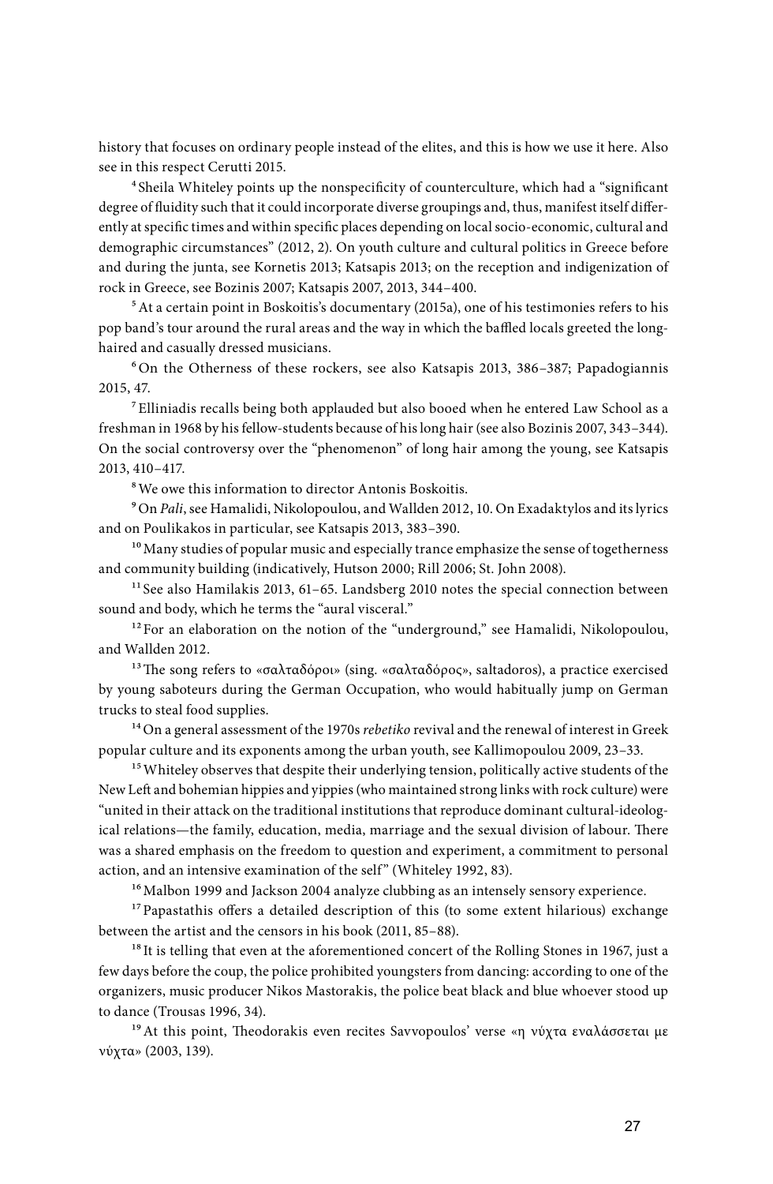history that focuses on ordinary people instead of the elites, and this is how we use it here. Also see in this respect Cerutti 2015.

[4] Sheila Whiteley points up the nonspecificity of counterculture, which had a "significant degree of fluidity such that it could incorporate diverse groupings and, thus, manifest itself differently at specific times and within specific places depending on local socio-economic, cultural and demographic circumstances" (2012, 2). On youth culture and cultural politics in Greece before and during the junta, see Kornetis 2013; Katsapis 2013; on the reception and indigenization of rock in Greece, see Bozinis 2007; Katsapis 2007, 2013, 344–400.

[5] At a certain point in Boskoitis's documentary (2015a), one of his testimonies refers to his pop band's tour around the rural areas and the way in which the baffled locals greeted the long-haired and casually dressed musicians.

[6] On the Otherness of these rockers, see also Katsapis 2013, 386–387; Papadogiannis 2015, 47.

[7] Elliniadis recalls being both applauded but also booed when he entered Law School as a freshman in 1968 by his fellow-students because of his long hair (see also Bozinis 2007, 343–344). On the social controversy over the "phenomenon" of long hair among the young, see Katsapis 2013, 410–417.

[8] We owe this information to director Antonis Boskoitis.

[9] On *Pali*, see Hamalidi, Nikolopoulou, and Wallden 2012, 10. On Exadaktylos and its lyrics and on Poulikakos in particular, see Katsapis 2013, 383–390.

[10] Many studies of popular music and especially trance emphasize the sense of togetherness and community building (indicatively, Hutson 2000; Rill 2006; St. John 2008).

[11] See also Hamilakis 2013, 61–65. Landsberg 2010 notes the special connection between sound and body, which he terms the "aural visceral."

[12] For an elaboration on the notion of the "underground," see Hamalidi, Nikolopoulou, and Wallden 2012.

[13] The song refers to «σαλταδόροι» (sing. «σαλταδόρος», saltadoros), a practice exercised by young saboteurs during the German Occupation, who would habitually jump on German trucks to steal food supplies.

[14] On a general assessment of the 1970s *rebetiko* revival and the renewal of interest in Greek popular culture and its exponents among the urban youth, see Kallimopoulou 2009, 23–33.

[15] Whiteley observes that despite their underlying tension, politically active students of the New Left and bohemian hippies and yippies (who maintained strong links with rock culture) were "united in their attack on the traditional institutions that reproduce dominant cultural-ideological relations—the family, education, media, marriage and the sexual division of labour. There was a shared emphasis on the freedom to question and experiment, a commitment to personal action, and an intensive examination of the self" (Whiteley 1992, 83).

[16] Malbon 1999 and Jackson 2004 analyze clubbing as an intensely sensory experience.

[17] Papastathis offers a detailed description of this (to some extent hilarious) exchange between the artist and the censors in his book (2011, 85–88).

[18] It is telling that even at the aforementioned concert of the Rolling Stones in 1967, just a few days before the coup, the police prohibited youngsters from dancing: according to one of the organizers, music producer Nikos Mastorakis, the police beat black and blue whoever stood up to dance (Trousas 1996, 34).

[19] At this point, Theodorakis even recites Savvopoulos' verse «η νύχτα εναλάσσεται με νύχτα» (2003, 139).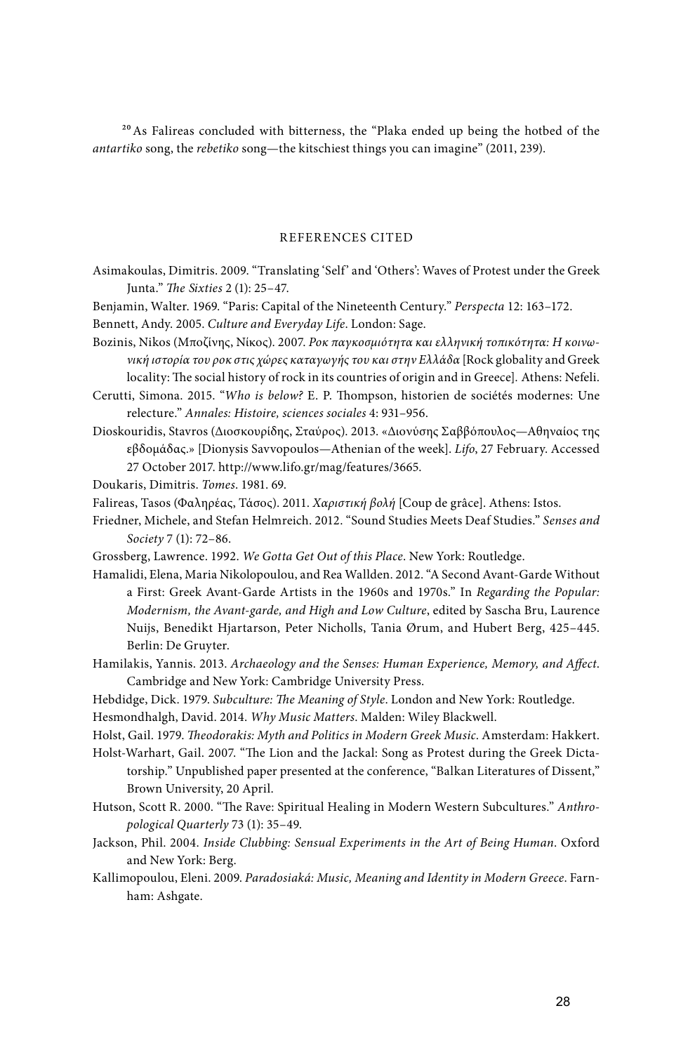[20] As Falireas concluded with bitterness, the "Plaka ended up being the hotbed of the *antartiko* song, the *rebetiko* song—the kitschiest things you can imagine" (2011, 239).

## REFERENCES CITED

Asimakoulas, Dimitris. 2009. "Translating 'Self' and 'Others': Waves of Protest under the Greek Junta." *The Sixties* 2 (1): 25–47.

Benjamin, Walter. 1969. "Paris: Capital of the Nineteenth Century." *Perspecta* 12: 163–172.

Bennett, Andy. 2005. *Culture and Everyday Life*. London: Sage.

Bozinis, Nikos (Μποζίνης, Νίκος). 2007. *Ροκ παγκοσμιότητα και ελληνική τοπικότητα: Η κοινωνική ιστορία του ροκ στις χώρες καταγωγής του και στην Ελλάδα* [Rock globality and Greek locality: The social history of rock in its countries of origin and in Greece]. Athens: Nefeli.

Cerutti, Simona. 2015. "*Who is below?* E. P. Thompson, historien de sociétés modernes: Une relecture." *Annales: Histoire, sciences sociales* 4: 931–956.

Dioskouridis, Stavros (Διοσκουρίδης, Σταύρος). 2013. «Διονύσης Σαββόπουλος—Αθηναίος της εβδομάδας.» [Dionysis Savvopoulos—Athenian of the week]. *Lifo*, 27 February. Accessed 27 October 2017. http://www.lifo.gr/mag/features/3665.

Doukaris, Dimitris. *Tomes*. 1981. 69.

Falireas, Tasos (Φαληρέας, Τάσος). 2011. *Χαριστική βολή* [Coup de grâce]. Athens: Istos.

Friedner, Michele, and Stefan Helmreich. 2012. "Sound Studies Meets Deaf Studies." *Senses and Society* 7 (1): 72–86.

Grossberg, Lawrence. 1992. *We Gotta Get Out of this Place*. New York: Routledge.

Hamalidi, Elena, Maria Nikolopoulou, and Rea Wallden. 2012. "A Second Avant-Garde Without a First: Greek Avant-Garde Artists in the 1960s and 1970s." In *Regarding the Popular: Modernism, the Avant-garde, and High and Low Culture*, edited by Sascha Bru, Laurence Nuijs, Benedikt Hjartarson, Peter Nicholls, Tania Ørum, and Hubert Berg, 425–445. Berlin: De Gruyter.

Hamilakis, Yannis. 2013. *Archaeology and the Senses: Human Experience, Memory, and Affect*. Cambridge and New York: Cambridge University Press.

Hebdidge, Dick. 1979. *Subculture: The Meaning of Style*. London and New York: Routledge.

Hesmondhalgh, David. 2014. *Why Music Matters*. Malden: Wiley Blackwell.

Holst, Gail. 1979. *Theodorakis: Myth and Politics in Modern Greek Music*. Amsterdam: Hakkert.

Holst-Warhart, Gail. 2007. "The Lion and the Jackal: Song as Protest during the Greek Dictatorship." Unpublished paper presented at the conference, "Balkan Literatures of Dissent," Brown University, 20 April.

Hutson, Scott R. 2000. "The Rave: Spiritual Healing in Modern Western Subcultures." *Anthropological Quarterly* 73 (1): 35–49.

Jackson, Phil. 2004. *Inside Clubbing: Sensual Experiments in the Art of Being Human*. Oxford and New York: Berg.

Kallimopoulou, Eleni. 2009. *Paradosiaká: Music, Meaning and Identity in Modern Greece*. Farnham: Ashgate.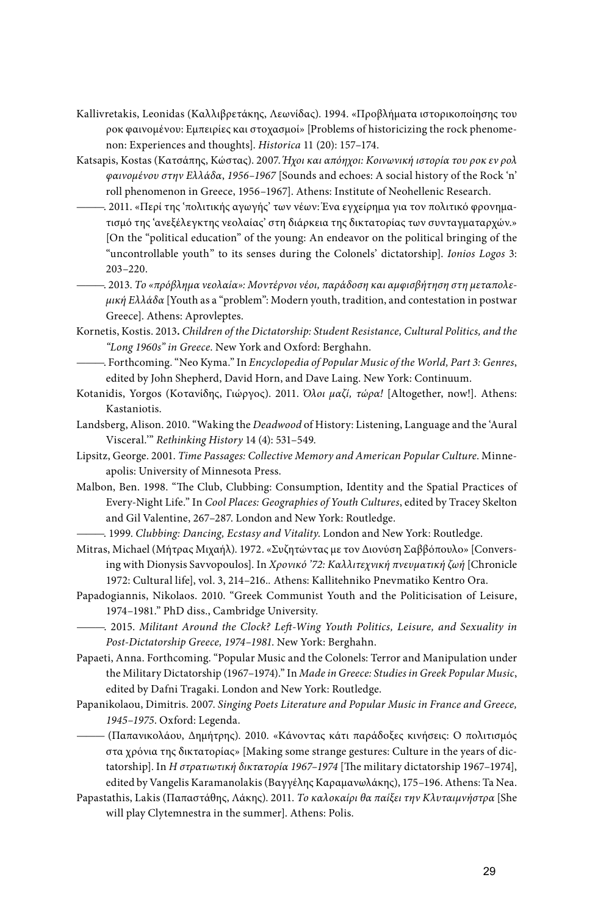Kallivretakis, Leonidas (Καλλιβρετάκης, Λεωνίδας). 1994. «Προβλήματα ιστορικοποίησης του ροκ φαινομένου: Εμπειρίες και στοχασμοί» [Problems of historicizing the rock phenomenon: Experiences and thoughts]. *Historica* 11 (20): 157–174.

Katsapis, Kostas (Κατσάπης, Κώστας). 2007. *Ήχοι και απόηχοι: Κοινωνική ιστορία του ροκ εν ρολ φαινομένου στην Ελλάδα, 1956–1967* [Sounds and echoes: A social history of the Rock 'n' roll phenomenon in Greece, 1956–1967]. Athens: Institute of Neohellenic Research.

———. 2011. «Περί της 'πολιτικής αγωγής' των νέων: Ένα εγχείρημα για τον πολιτικό φρονηματισμό της 'ανεξέλεγκτης νεολαίας' στη διάρκεια της δικτατορίας των συνταγματαρχών.» [On the "political education" of the young: An endeavor on the political bringing of the "uncontrollable youth" to its senses during the Colonels' dictatorship]. *Ionios Logos* 3: 203–220.

———. 2013. *Το «πρόβλημα νεολαία»: Μοντέρνοι νέοι, παράδοση και αμφισβήτηση στη μεταπολεμική Ελλάδα* [Youth as a "problem": Modern youth, tradition, and contestation in postwar Greece]. Athens: Aprovleptes.

Kornetis, Kostis. 2013**.** *Children of the Dictatorship: Student Resistance, Cultural Politics, and the "Long 1960s" in Greece*. New York and Oxford: Berghahn.

———. Forthcoming. "Neo Kyma." In *Encyclopedia of Popular Music of the World, Part 3: Genres*, edited by John Shepherd, David Horn, and Dave Laing. New York: Continuum.

Kotanidis, Yorgos (Κοτανίδης, Γιώργος). 2011. *Όλοι μαζί, τώρα!* [Altogether, now!]. Athens: Kastaniotis.

Landsberg, Alison. 2010. "Waking the *Deadwood* of History: Listening, Language and the 'Aural Visceral.'" *Rethinking History* 14 (4): 531–549.

Lipsitz, George. 2001. *Time Passages: Collective Memory and American Popular Culture*. Minneapolis: University of Minnesota Press.

Malbon, Ben. 1998. "The Club, Clubbing: Consumption, Identity and the Spatial Practices of Every-Night Life." In *Cool Places: Geographies of Youth Cultures*, edited by Tracey Skelton and Gil Valentine, 267–287. London and New York: Routledge.

———. 1999. *Clubbing: Dancing, Ecstasy and Vitality*. London and New York: Routledge.

Mitras, Michael (Μήτρας Μιχαήλ). 1972. «Συζητώντας με τον Διονύση Σαββόπουλο» [Conversing with Dionysis Savvopoulos]. In *Χρονικό '72: Καλλιτεχνική πνευματική ζωή* [Chronicle 1972: Cultural life], vol. 3, 214–216.. Athens: Kallitehniko Pnevmatiko Kentro Ora.

Papadogiannis, Nikolaos. 2010. "Greek Communist Youth and the Politicisation of Leisure, 1974–1981." PhD diss., Cambridge University.

———. 2015. *Militant Around the Clock? Left-Wing Youth Politics, Leisure, and Sexuality in Post-Dictatorship Greece, 1974–1981*. New York: Berghahn.

Papaeti, Anna. Forthcoming. "Popular Music and the Colonels: Terror and Manipulation under the Military Dictatorship (1967–1974)." In *Made in Greece: Studies in Greek Popular Music*, edited by Dafni Tragaki. London and New York: Routledge.

Papanikolaou, Dimitris. 2007. *Singing Poets Literature and Popular Music in France and Greece, 1945–1975*. Oxford: Legenda.

——— (Παπανικολάου, Δημήτρης). 2010. «Κάνοντας κάτι παράδοξες κινήσεις: Ο πολιτισμός στα χρόνια της δικτατορίας» [Making some strange gestures: Culture in the years of dictatorship]. In *Η στρατιωτική δικτατορία 1967–1974* [The military dictatorship 1967–1974], edited by Vangelis Karamanolakis (Βαγγέλης Καραμανωλάκης), 175–196. Athens: Ta Nea.

Papastathis, Lakis (Παπαστάθης, Λάκης). 2011. *Το καλοκαίρι θα παίξει την Κλυταιμνήστρα* [She will play Clytemnestra in the summer]. Athens: Polis.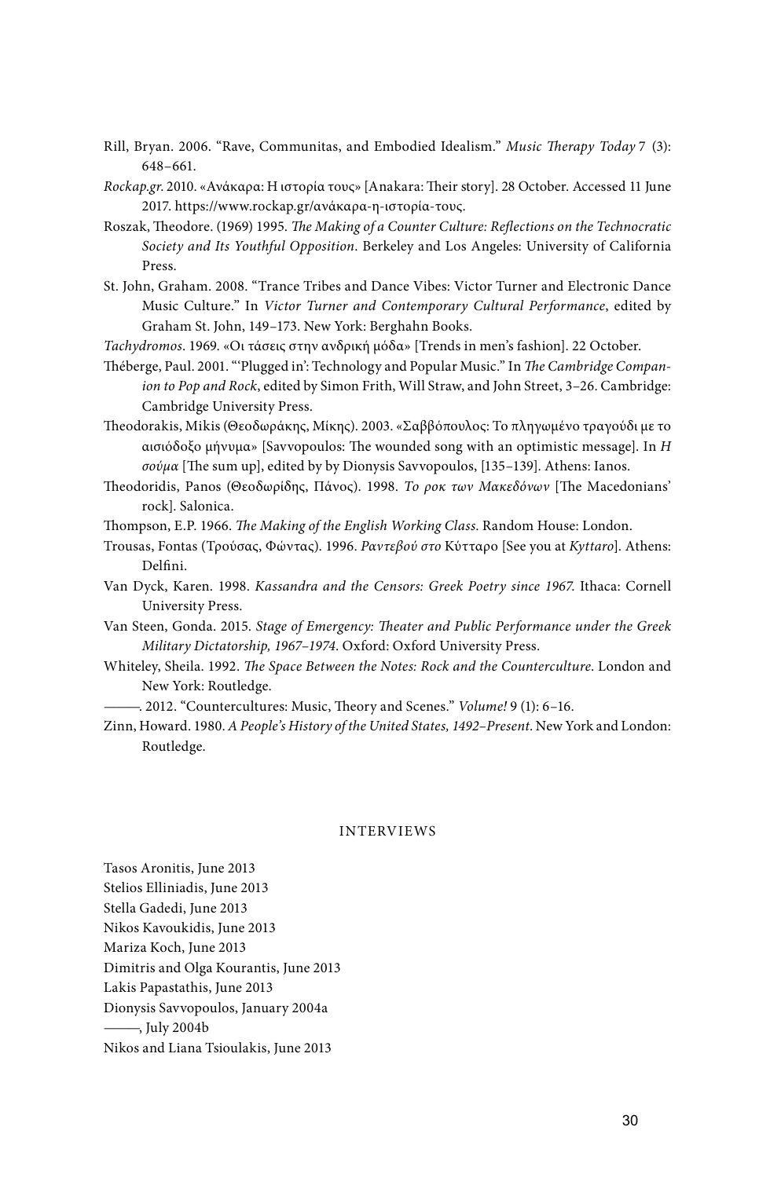Rill, Bryan. 2006. "Rave, Communitas, and Embodied Idealism." *Music Therapy Today* 7 (3): 648–661.

*Rockap.gr*. 2010. «Ανάκαρα: Η ιστορία τους» [Anakara: Their story]. 28 October. Accessed 11 June 2017. https://www.rockap.gr/ανάκαρα-η-ιστορία-τους.

Roszak, Theodore. (1969) 1995. *The Making of a Counter Culture: Reflections on the Technocratic Society and Its Youthful Opposition*. Berkeley and Los Angeles: University of California Press.

St. John, Graham. 2008. "Trance Tribes and Dance Vibes: Victor Turner and Electronic Dance Music Culture." In *Victor Turner and Contemporary Cultural Performance*, edited by Graham St. John, 149–173. New York: Berghahn Books.

*Tachydromos*. 1969. «Οι τάσεις στην ανδρική μόδα» [Trends in men's fashion]. 22 October.

Théberge, Paul. 2001. "'Plugged in': Technology and Popular Music." In *The Cambridge Companion to Pop and Rock*, edited by Simon Frith, Will Straw, and John Street, 3–26. Cambridge: Cambridge University Press.

Theodorakis, Mikis (Θεοδωράκης, Μίκης). 2003. «Σαββόπουλος: Το πληγωμένο τραγούδι με το αισιόδοξο μήνυμα» [Savvopoulos: The wounded song with an optimistic message]. In *Η σούμα* [The sum up], edited by by Dionysis Savvopoulos, [135–139]. Athens: Ianos.

Theodoridis, Panos (Θεοδωρίδης, Πάνος). 1998. *Το ροκ των Μακεδόνων* [The Macedonians' rock]. Salonica.

Thompson, E.P. 1966. *The Making of the English Working Class*. Random House: London.

Trousas, Fontas (Τρούσας, Φώντας). 1996. *Ραντεβού στο* Κύτταρο [See you at *Kyttaro*]. Athens: Delfini.

Van Dyck, Karen. 1998. *Kassandra and the Censors: Greek Poetry since 1967*. Ithaca: Cornell University Press.

Van Steen, Gonda. 2015. *Stage of Emergency: Theater and Public Performance under the Greek Military Dictatorship, 1967–1974*. Oxford: Oxford University Press.

Whiteley, Sheila. 1992. *The Space Between the Notes: Rock and the Counterculture*. London and New York: Routledge.

———. 2012. "Countercultures: Music, Theory and Scenes." *Volume!* 9 (1): 6–16.

Zinn, Howard. 1980. *A People's History of the United States, 1492–Present*. New York and London: Routledge.

## INTERVIEWS

Tasos Aronitis, June 2013

Stelios Elliniadis, June 2013

Stella Gadedi, June 2013

Nikos Kavoukidis, June 2013

Mariza Koch, June 2013

Dimitris and Olga Kourantis, June 2013

Lakis Papastathis, June 2013

Dionysis Savvopoulos, January 2004a

———, July 2004b

Nikos and Liana Tsioulakis, June 2013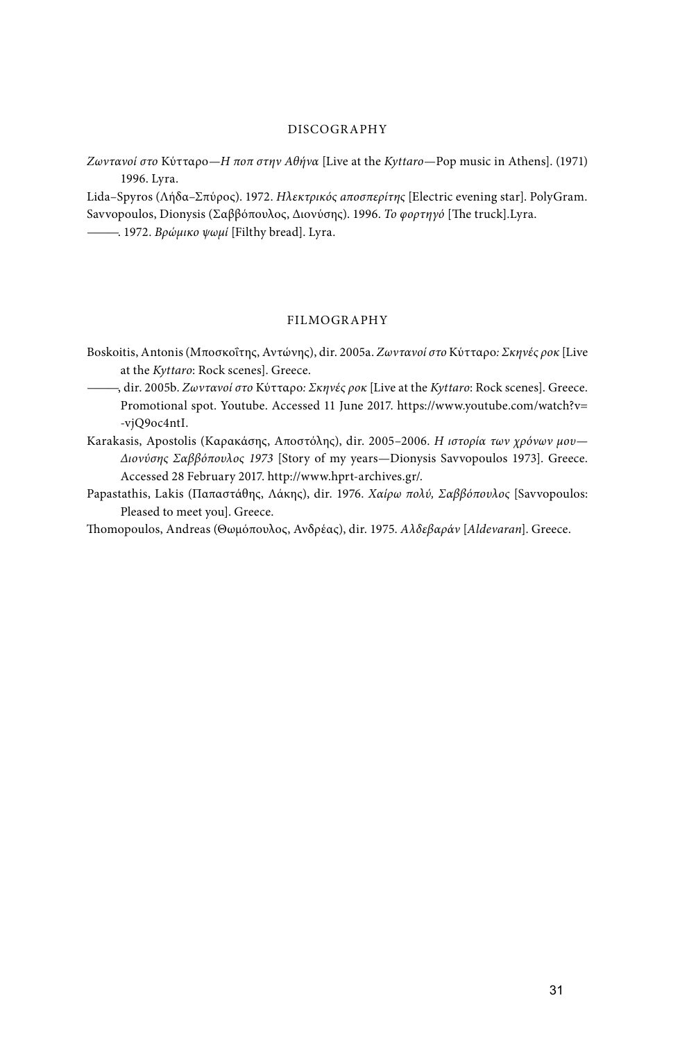## DISCOGRAPHY

*Ζωντανοί στο* Κύτταρο*—Η ποπ στην Αθήνα* [Live at the *Kyttaro*—Pop music in Athens]. (1971) 1996. Lyra.

Lida–Spyros (Λήδα–Σπύρος). 1972. *Ηλεκτρικός αποσπερίτης* [Electric evening star]. PolyGram.

Savvopoulos, Dionysis (Σαββόπουλος, Διονύσης). 1996. *Το φορτηγό* [The truck].Lyra.

———. 1972. *Βρώμικο ψωμί* [Filthy bread]. Lyra.

## FILMOGRAPHY

Boskoitis, Antonis (Μποσκοΐτης, Αντώνης), dir. 2005a. *Ζωντανοί στο* Κύτταρο*: Σκηνές ροκ* [Live at the *Kyttaro*: Rock scenes]. Greece.

———, dir. 2005b. *Ζωντανοί στο* Κύτταρο*: Σκηνές ροκ* [Live at the *Kyttaro*: Rock scenes]. Greece. Promotional spot. Youtube. Accessed 11 June 2017. https://www.youtube.com/watch?v=-vjQ9oc4ntI.

Karakasis, Apostolis (Καρακάσης, Αποστόλης), dir. 2005–2006. *Η ιστορία των χρόνων μου—Διονύσης Σαββόπουλος 1973* [Story of my years—Dionysis Savvopoulos 1973]. Greece. Accessed 28 February 2017. http://www.hprt-archives.gr/.

Papastathis, Lakis (Παπαστάθης, Λάκης), dir. 1976. *Χαίρω πολύ, Σαββόπουλος* [Savvopoulos: Pleased to meet you]. Greece.

Thomopoulos, Andreas (Θωμόπουλος, Ανδρέας), dir. 1975. *Αλδεβαράν* [*Aldevaran*]. Greece.